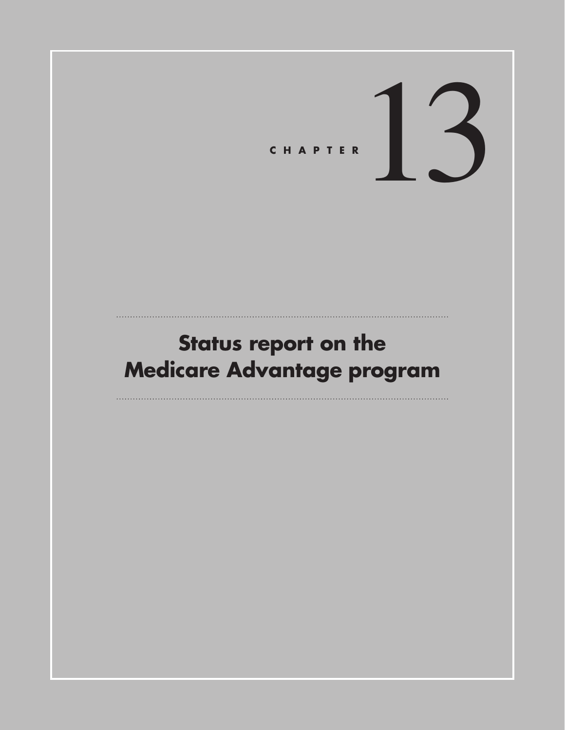CHAPTER 13

# Status report on the Medicare Advantage program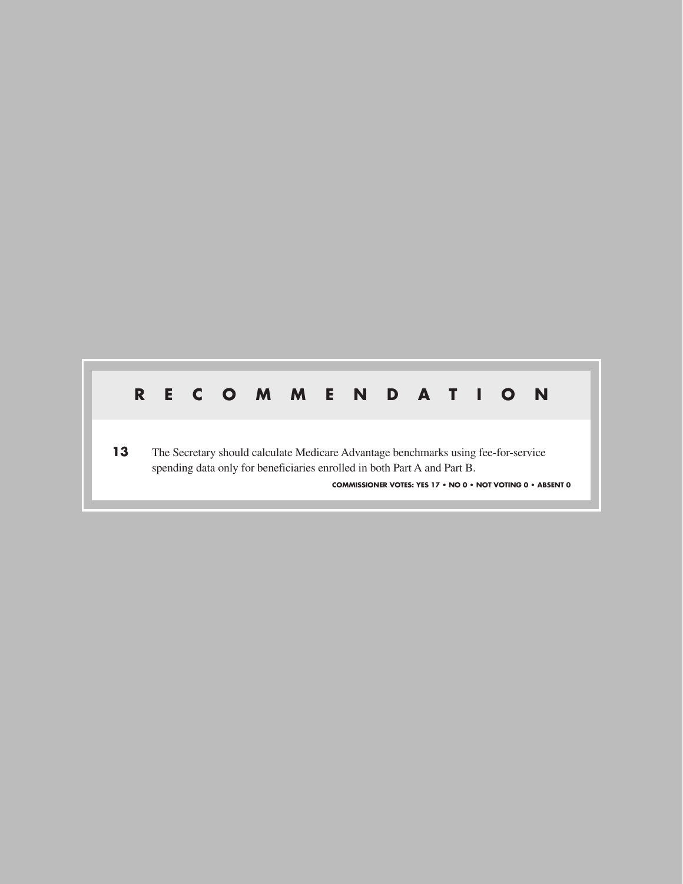## RECOMMENDATION

**13** The Secretary should calculate Medicare Advantage benchmarks using fee-for-service spending data only for beneficiaries enrolled in both Part A and Part B.

**COMMISSIONER VOTES: YES 17 • NO 0 • NOT VOTING 0 • ABSENT 0**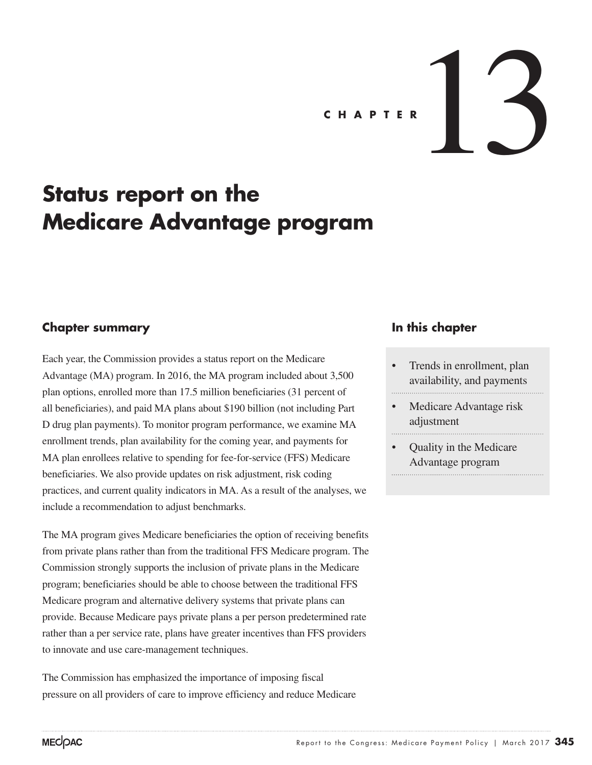# CHAPTER 13

# Status report on the Medicare Advantage program

## Chapter summary

Each year, the Commission provides a status report on the Medicare Advantage (MA) program. In 2016, the MA program included about 3,500 plan options, enrolled more than 17.5 million beneficiaries (31 percent of all beneficiaries), and paid MA plans about $190 billion (not including Part D drug plan payments). To monitor program performance, we examine MA enrollment trends, plan availability for the coming year, and payments for MA plan enrollees relative to spending for fee-for-service (FFS) Medicare beneficiaries. We also provide updates on risk adjustment, risk coding practices, and current quality indicators in MA. As a result of the analyses, we include a recommendation to adjust benchmarks.

The MA program gives Medicare beneficiaries the option of receiving benefits from private plans rather than from the traditional FFS Medicare program. The Commission strongly supports the inclusion of private plans in the Medicare program; beneficiaries should be able to choose between the traditional FFS Medicare program and alternative delivery systems that private plans can provide. Because Medicare pays private plans a per person predetermined rate rather than a per service rate, plans have greater incentives than FFS providers to innovate and use care-management techniques.

The Commission has emphasized the importance of imposing fiscal pressure on all providers of care to improve efficiency and reduce Medicare

## In this chapter

- Trends in enrollment, plan availability, and payments
- Medicare Advantage risk adjustment
- Quality in the Medicare Advantage program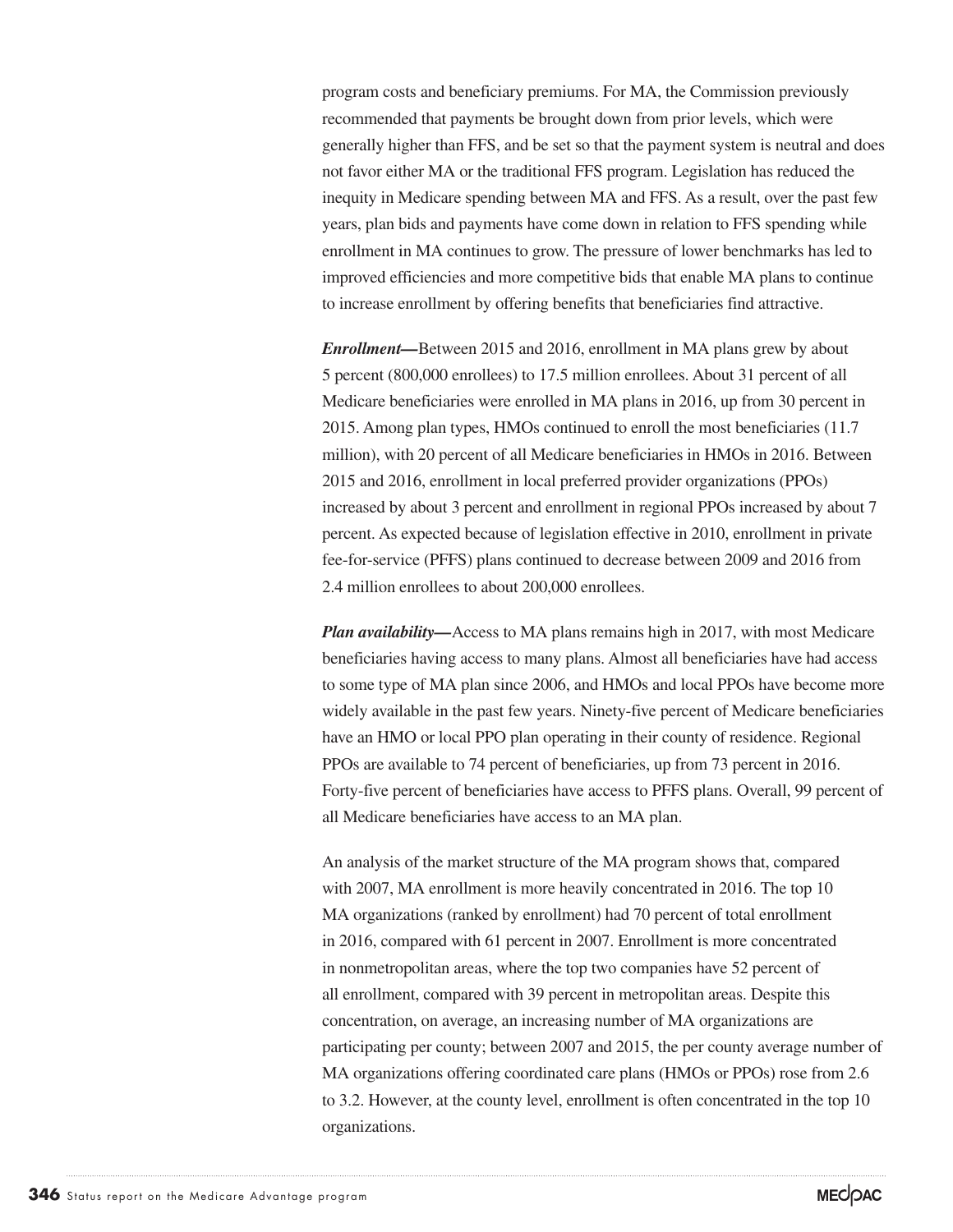program costs and beneficiary premiums. For MA, the Commission previously recommended that payments be brought down from prior levels, which were generally higher than FFS, and be set so that the payment system is neutral and does not favor either MA or the traditional FFS program. Legislation has reduced the inequity in Medicare spending between MA and FFS. As a result, over the past few years, plan bids and payments have come down in relation to FFS spending while enrollment in MA continues to grow. The pressure of lower benchmarks has led to improved efficiencies and more competitive bids that enable MA plans to continue to increase enrollment by offering benefits that beneficiaries find attractive.

***Enrollment*—**Between 2015 and 2016, enrollment in MA plans grew by about 5 percent (800,000 enrollees) to 17.5 million enrollees. About 31 percent of all Medicare beneficiaries were enrolled in MA plans in 2016, up from 30 percent in 2015. Among plan types, HMOs continued to enroll the most beneficiaries (11.7 million), with 20 percent of all Medicare beneficiaries in HMOs in 2016. Between 2015 and 2016, enrollment in local preferred provider organizations (PPOs) increased by about 3 percent and enrollment in regional PPOs increased by about 7 percent. As expected because of legislation effective in 2010, enrollment in private fee-for-service (PFFS) plans continued to decrease between 2009 and 2016 from 2.4 million enrollees to about 200,000 enrollees.

***Plan availability*—**Access to MA plans remains high in 2017, with most Medicare beneficiaries having access to many plans. Almost all beneficiaries have had access to some type of MA plan since 2006, and HMOs and local PPOs have become more widely available in the past few years. Ninety-five percent of Medicare beneficiaries have an HMO or local PPO plan operating in their county of residence. Regional PPOs are available to 74 percent of beneficiaries, up from 73 percent in 2016. Forty-five percent of beneficiaries have access to PFFS plans. Overall, 99 percent of all Medicare beneficiaries have access to an MA plan.

An analysis of the market structure of the MA program shows that, compared with 2007, MA enrollment is more heavily concentrated in 2016. The top 10 MA organizations (ranked by enrollment) had 70 percent of total enrollment in 2016, compared with 61 percent in 2007. Enrollment is more concentrated in nonmetropolitan areas, where the top two companies have 52 percent of all enrollment, compared with 39 percent in metropolitan areas. Despite this concentration, on average, an increasing number of MA organizations are participating per county; between 2007 and 2015, the per county average number of MA organizations offering coordinated care plans (HMOs or PPOs) rose from 2.6 to 3.2. However, at the county level, enrollment is often concentrated in the top 10 organizations.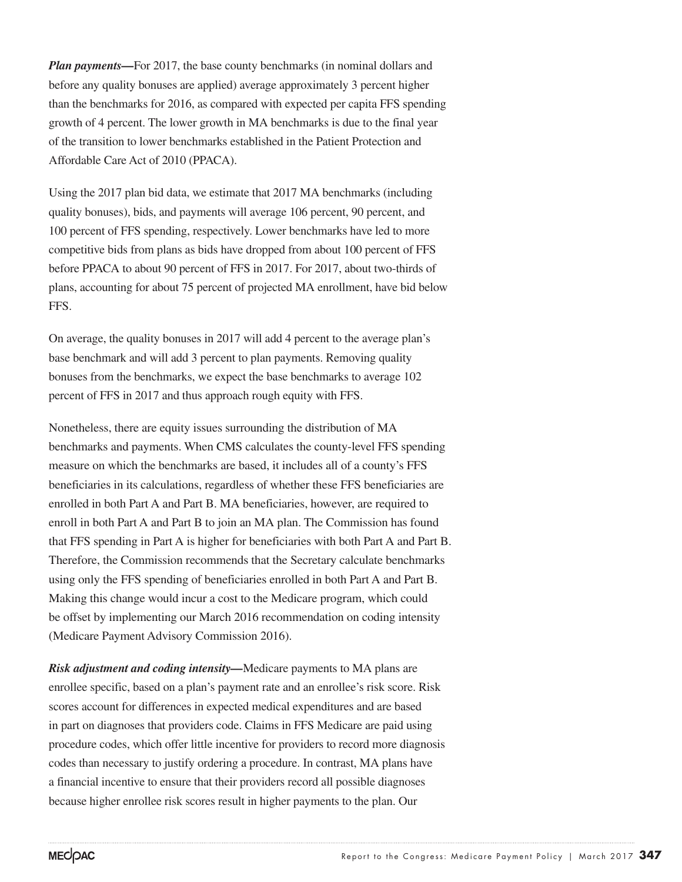***Plan payments*—**For 2017, the base county benchmarks (in nominal dollars and before any quality bonuses are applied) average approximately 3 percent higher than the benchmarks for 2016, as compared with expected per capita FFS spending growth of 4 percent. The lower growth in MA benchmarks is due to the final year of the transition to lower benchmarks established in the Patient Protection and Affordable Care Act of 2010 (PPACA).

Using the 2017 plan bid data, we estimate that 2017 MA benchmarks (including quality bonuses), bids, and payments will average 106 percent, 90 percent, and 100 percent of FFS spending, respectively. Lower benchmarks have led to more competitive bids from plans as bids have dropped from about 100 percent of FFS before PPACA to about 90 percent of FFS in 2017. For 2017, about two-thirds of plans, accounting for about 75 percent of projected MA enrollment, have bid below FFS.

On average, the quality bonuses in 2017 will add 4 percent to the average plan's base benchmark and will add 3 percent to plan payments. Removing quality bonuses from the benchmarks, we expect the base benchmarks to average 102 percent of FFS in 2017 and thus approach rough equity with FFS.

Nonetheless, there are equity issues surrounding the distribution of MA benchmarks and payments. When CMS calculates the county-level FFS spending measure on which the benchmarks are based, it includes all of a county's FFS beneficiaries in its calculations, regardless of whether these FFS beneficiaries are enrolled in both Part A and Part B. MA beneficiaries, however, are required to enroll in both Part A and Part B to join an MA plan. The Commission has found that FFS spending in Part A is higher for beneficiaries with both Part A and Part B. Therefore, the Commission recommends that the Secretary calculate benchmarks using only the FFS spending of beneficiaries enrolled in both Part A and Part B. Making this change would incur a cost to the Medicare program, which could be offset by implementing our March 2016 recommendation on coding intensity (Medicare Payment Advisory Commission 2016).

***Risk adjustment and coding intensity*—**Medicare payments to MA plans are enrollee specific, based on a plan's payment rate and an enrollee's risk score. Risk scores account for differences in expected medical expenditures and are based in part on diagnoses that providers code. Claims in FFS Medicare are paid using procedure codes, which offer little incentive for providers to record more diagnosis codes than necessary to justify ordering a procedure. In contrast, MA plans have a financial incentive to ensure that their providers record all possible diagnoses because higher enrollee risk scores result in higher payments to the plan. Our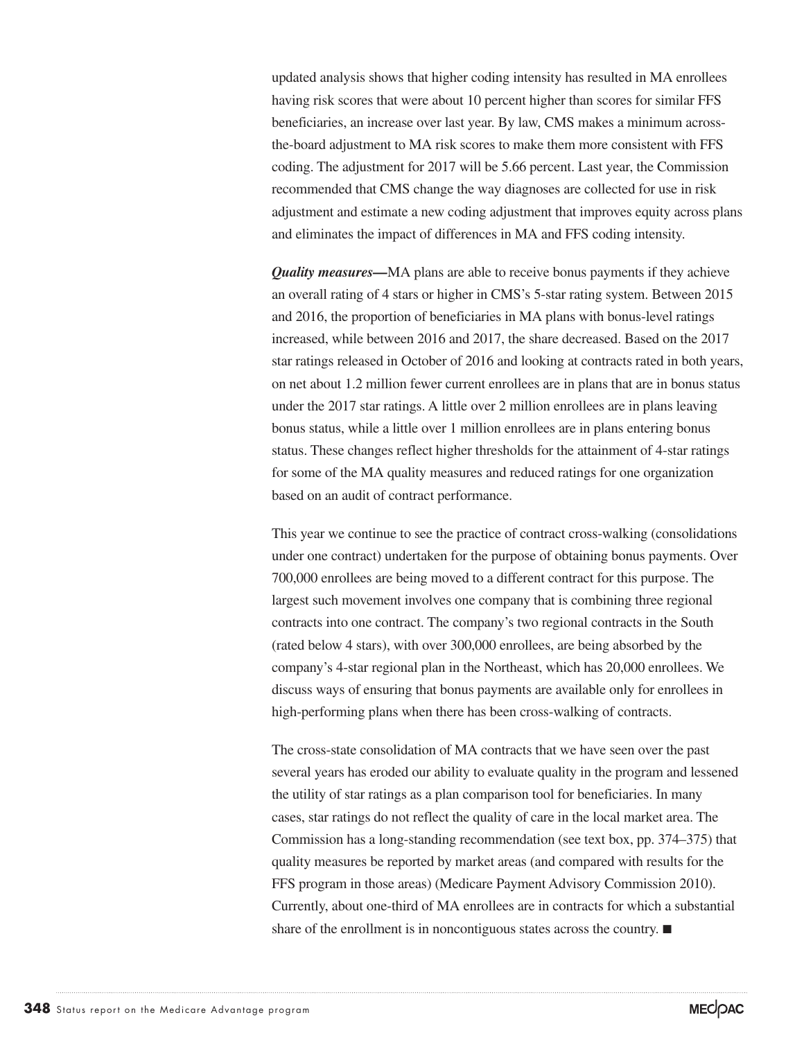updated analysis shows that higher coding intensity has resulted in MA enrollees having risk scores that were about 10 percent higher than scores for similar FFS beneficiaries, an increase over last year. By law, CMS makes a minimum across-the-board adjustment to MA risk scores to make them more consistent with FFS coding. The adjustment for 2017 will be 5.66 percent. Last year, the Commission recommended that CMS change the way diagnoses are collected for use in risk adjustment and estimate a new coding adjustment that improves equity across plans and eliminates the impact of differences in MA and FFS coding intensity.

***Quality measures*****—**MA plans are able to receive bonus payments if they achieve an overall rating of 4 stars or higher in CMS's 5-star rating system. Between 2015 and 2016, the proportion of beneficiaries in MA plans with bonus-level ratings increased, while between 2016 and 2017, the share decreased. Based on the 2017 star ratings released in October of 2016 and looking at contracts rated in both years, on net about 1.2 million fewer current enrollees are in plans that are in bonus status under the 2017 star ratings. A little over 2 million enrollees are in plans leaving bonus status, while a little over 1 million enrollees are in plans entering bonus status. These changes reflect higher thresholds for the attainment of 4-star ratings for some of the MA quality measures and reduced ratings for one organization based on an audit of contract performance.

This year we continue to see the practice of contract cross-walking (consolidations under one contract) undertaken for the purpose of obtaining bonus payments. Over 700,000 enrollees are being moved to a different contract for this purpose. The largest such movement involves one company that is combining three regional contracts into one contract. The company's two regional contracts in the South (rated below 4 stars), with over 300,000 enrollees, are being absorbed by the company's 4-star regional plan in the Northeast, which has 20,000 enrollees. We discuss ways of ensuring that bonus payments are available only for enrollees in high-performing plans when there has been cross-walking of contracts.

The cross-state consolidation of MA contracts that we have seen over the past several years has eroded our ability to evaluate quality in the program and lessened the utility of star ratings as a plan comparison tool for beneficiaries. In many cases, star ratings do not reflect the quality of care in the local market area. The Commission has a long-standing recommendation (see text box, pp. 374–375) that quality measures be reported by market areas (and compared with results for the FFS program in those areas) (Medicare Payment Advisory Commission 2010). Currently, about one-third of MA enrollees are in contracts for which a substantial share of the enrollment is in noncontiguous states across the country. ■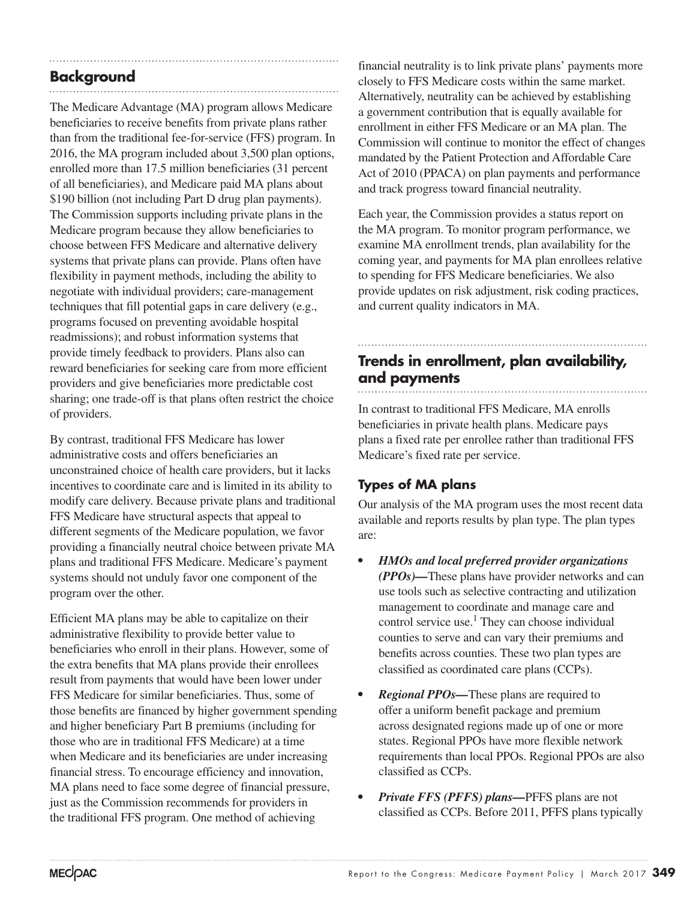## Background

The Medicare Advantage (MA) program allows Medicare beneficiaries to receive benefits from private plans rather than from the traditional fee-for-service (FFS) program. In 2016, the MA program included about 3,500 plan options, enrolled more than 17.5 million beneficiaries (31 percent of all beneficiaries), and Medicare paid MA plans about $190 billion (not including Part D drug plan payments). The Commission supports including private plans in the Medicare program because they allow beneficiaries to choose between FFS Medicare and alternative delivery systems that private plans can provide. Plans often have flexibility in payment methods, including the ability to negotiate with individual providers; care-management techniques that fill potential gaps in care delivery (e.g., programs focused on preventing avoidable hospital readmissions); and robust information systems that provide timely feedback to providers. Plans also can reward beneficiaries for seeking care from more efficient providers and give beneficiaries more predictable cost sharing; one trade-off is that plans often restrict the choice of providers.

By contrast, traditional FFS Medicare has lower administrative costs and offers beneficiaries an unconstrained choice of health care providers, but it lacks incentives to coordinate care and is limited in its ability to modify care delivery. Because private plans and traditional FFS Medicare have structural aspects that appeal to different segments of the Medicare population, we favor providing a financially neutral choice between private MA plans and traditional FFS Medicare. Medicare's payment systems should not unduly favor one component of the program over the other.

Efficient MA plans may be able to capitalize on their administrative flexibility to provide better value to beneficiaries who enroll in their plans. However, some of the extra benefits that MA plans provide their enrollees result from payments that would have been lower under FFS Medicare for similar beneficiaries. Thus, some of those benefits are financed by higher government spending and higher beneficiary Part B premiums (including for those who are in traditional FFS Medicare) at a time when Medicare and its beneficiaries are under increasing financial stress. To encourage efficiency and innovation, MA plans need to face some degree of financial pressure, just as the Commission recommends for providers in the traditional FFS program. One method of achieving financial neutrality is to link private plans' payments more closely to FFS Medicare costs within the same market. Alternatively, neutrality can be achieved by establishing a government contribution that is equally available for enrollment in either FFS Medicare or an MA plan. The Commission will continue to monitor the effect of changes mandated by the Patient Protection and Affordable Care Act of 2010 (PPACA) on plan payments and performance and track progress toward financial neutrality.

Each year, the Commission provides a status report on the MA program. To monitor program performance, we examine MA enrollment trends, plan availability for the coming year, and payments for MA plan enrollees relative to spending for FFS Medicare beneficiaries. We also provide updates on risk adjustment, risk coding practices, and current quality indicators in MA.

## Trends in enrollment, plan availability, and payments

In contrast to traditional FFS Medicare, MA enrolls beneficiaries in private health plans. Medicare pays plans a fixed rate per enrollee rather than traditional FFS Medicare's fixed rate per service.

### Types of MA plans

Our analysis of the MA program uses the most recent data available and reports results by plan type. The plan types are:

- ***HMOs and local preferred provider organizations (PPOs)***—These plans have provider networks and can use tools such as selective contracting and utilization management to coordinate and manage care and control service use.[1] They can choose individual counties to serve and can vary their premiums and benefits across counties. These two plan types are classified as coordinated care plans (CCPs).
- ***Regional PPOs***—These plans are required to offer a uniform benefit package and premium across designated regions made up of one or more states. Regional PPOs have more flexible network requirements than local PPOs. Regional PPOs are also classified as CCPs.
- ***Private FFS (PFFS) plans***—PFFS plans are not classified as CCPs. Before 2011, PFFS plans typically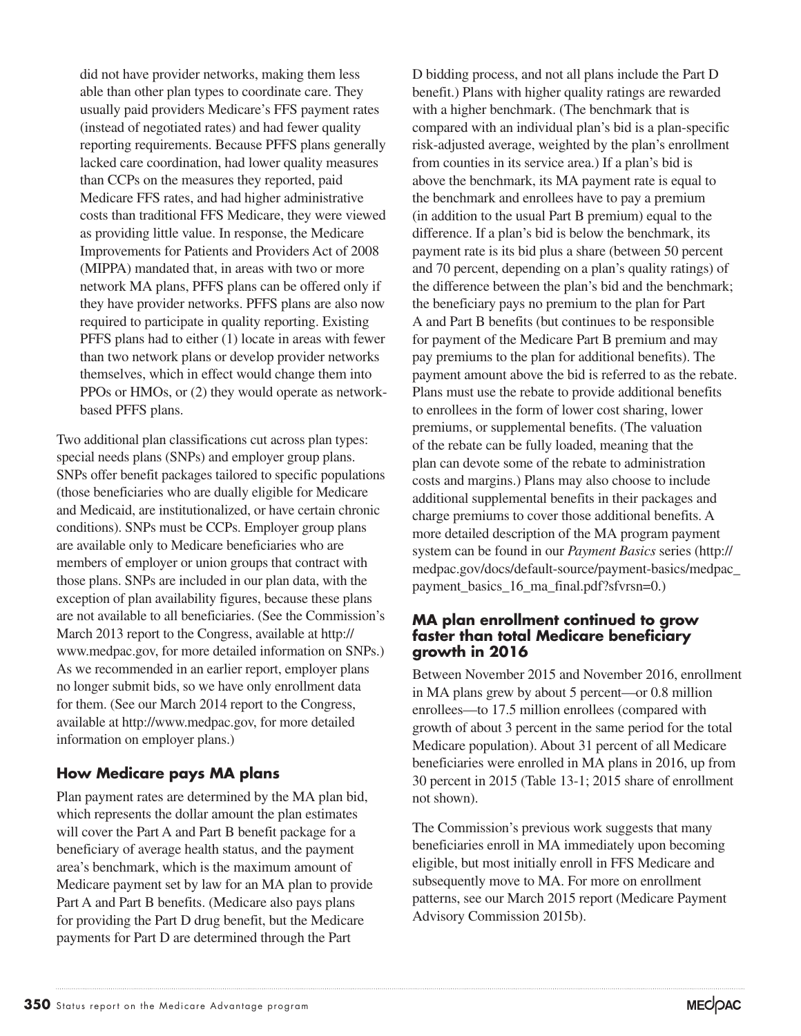did not have provider networks, making them less able than other plan types to coordinate care. They usually paid providers Medicare's FFS payment rates (instead of negotiated rates) and had fewer quality reporting requirements. Because PFFS plans generally lacked care coordination, had lower quality measures than CCPs on the measures they reported, paid Medicare FFS rates, and had higher administrative costs than traditional FFS Medicare, they were viewed as providing little value. In response, the Medicare Improvements for Patients and Providers Act of 2008 (MIPPA) mandated that, in areas with two or more network MA plans, PFFS plans can be offered only if they have provider networks. PFFS plans are also now required to participate in quality reporting. Existing PFFS plans had to either (1) locate in areas with fewer than two network plans or develop provider networks themselves, which in effect would change them into PPOs or HMOs, or (2) they would operate as network-based PFFS plans.

Two additional plan classifications cut across plan types: special needs plans (SNPs) and employer group plans. SNPs offer benefit packages tailored to specific populations (those beneficiaries who are dually eligible for Medicare and Medicaid, are institutionalized, or have certain chronic conditions). SNPs must be CCPs. Employer group plans are available only to Medicare beneficiaries who are members of employer or union groups that contract with those plans. SNPs are included in our plan data, with the exception of plan availability figures, because these plans are not available to all beneficiaries. (See the Commission's March 2013 report to the Congress, available at http://www.medpac.gov, for more detailed information on SNPs.) As we recommended in an earlier report, employer plans no longer submit bids, so we have only enrollment data for them. (See our March 2014 report to the Congress, available at http://www.medpac.gov, for more detailed information on employer plans.)

## How Medicare pays MA plans

Plan payment rates are determined by the MA plan bid, which represents the dollar amount the plan estimates will cover the Part A and Part B benefit package for a beneficiary of average health status, and the payment area's benchmark, which is the maximum amount of Medicare payment set by law for an MA plan to provide Part A and Part B benefits. (Medicare also pays plans for providing the Part D drug benefit, but the Medicare payments for Part D are determined through the Part D bidding process, and not all plans include the Part D benefit.) Plans with higher quality ratings are rewarded with a higher benchmark. (The benchmark that is compared with an individual plan's bid is a plan-specific risk-adjusted average, weighted by the plan's enrollment from counties in its service area.) If a plan's bid is above the benchmark, its MA payment rate is equal to the benchmark and enrollees have to pay a premium (in addition to the usual Part B premium) equal to the difference. If a plan's bid is below the benchmark, its payment rate is its bid plus a share (between 50 percent and 70 percent, depending on a plan's quality ratings) of the difference between the plan's bid and the benchmark; the beneficiary pays no premium to the plan for Part A and Part B benefits (but continues to be responsible for payment of the Medicare Part B premium and may pay premiums to the plan for additional benefits). The payment amount above the bid is referred to as the rebate. Plans must use the rebate to provide additional benefits to enrollees in the form of lower cost sharing, lower premiums, or supplemental benefits. (The valuation of the rebate can be fully loaded, meaning that the plan can devote some of the rebate to administration costs and margins.) Plans may also choose to include additional supplemental benefits in their packages and charge premiums to cover those additional benefits. A more detailed description of the MA program payment system can be found in our *Payment Basics* series (http://medpac.gov/docs/default-source/payment-basics/medpac_payment_basics_16_ma_final.pdf?sfvrsn=0.)

## MA plan enrollment continued to grow faster than total Medicare beneficiary growth in 2016

Between November 2015 and November 2016, enrollment in MA plans grew by about 5 percent—or 0.8 million enrollees—to 17.5 million enrollees (compared with growth of about 3 percent in the same period for the total Medicare population). About 31 percent of all Medicare beneficiaries were enrolled in MA plans in 2016, up from 30 percent in 2015 (Table 13-1; 2015 share of enrollment not shown).

The Commission's previous work suggests that many beneficiaries enroll in MA immediately upon becoming eligible, but most initially enroll in FFS Medicare and subsequently move to MA. For more on enrollment patterns, see our March 2015 report (Medicare Payment Advisory Commission 2015b).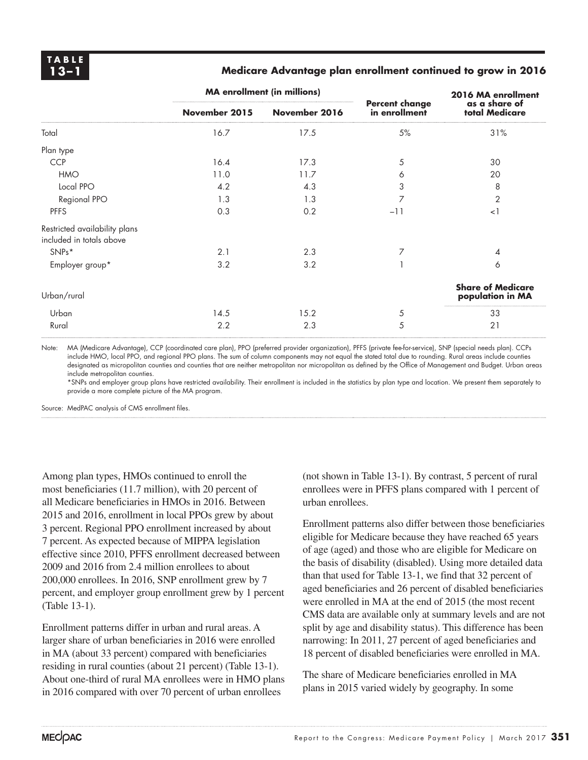**TABLE 13–1**

**Medicare Advantage plan enrollment continued to grow in 2016**

| | MA enrollment (in millions) | | | |
|---|---|---|---|---|
| | November 2015 | November 2016 | Percent change in enrollment | 2016 MA enrollment as a share of total Medicare |
| Total | 16.7 | 17.5 | 5% | 31% |
| Plan type | | | | |
| CCP | 16.4 | 17.3 | 5 | 30 |
| HMO | 11.0 | 11.7 | 6 | 20 |
| Local PPO | 4.2 | 4.3 | 3 | 8 |
| Regional PPO | 1.3 | 1.3 | 7 | 2 |
| PFFS | 0.3 | 0.2 | –11 | <1 |
| Restricted availability plans included in totals above | | | | |
| SNPs* | 2.1 | 2.3 | 7 | 4 |
| Employer group* | 3.2 | 3.2 | 1 | 6 |
| Urban/rural | | | | **Share of Medicare population in MA** |
| Urban | 14.5 | 15.2 | 5 | 33 |
| Rural | 2.2 | 2.3 | 5 | 21 |

Note: MA (Medicare Advantage), CCP (coordinated care plan), PPO (preferred provider organization), PFFS (private fee-for-service), SNP (special needs plan). CCPs include HMO, local PPO, and regional PPO plans. The sum of column components may not equal the stated total due to rounding. Rural areas include counties designated as micropolitan counties and counties that are neither metropolitan nor micropolitan as defined by the Office of Management and Budget. Urban areas include metropolitan counties.
*SNPs and employer group plans have restricted availability. Their enrollment is included in the statistics by plan type and location. We present them separately to provide a more complete picture of the MA program.

Source: MedPAC analysis of CMS enrollment files.

Among plan types, HMOs continued to enroll the most beneficiaries (11.7 million), with 20 percent of all Medicare beneficiaries in HMOs in 2016. Between 2015 and 2016, enrollment in local PPOs grew by about 3 percent. Regional PPO enrollment increased by about 7 percent. As expected because of MIPPA legislation effective since 2010, PFFS enrollment decreased between 2009 and 2016 from 2.4 million enrollees to about 200,000 enrollees. In 2016, SNP enrollment grew by 7 percent, and employer group enrollment grew by 1 percent (Table 13-1).

Enrollment patterns differ in urban and rural areas. A larger share of urban beneficiaries in 2016 were enrolled in MA (about 33 percent) compared with beneficiaries residing in rural counties (about 21 percent) (Table 13-1). About one-third of rural MA enrollees were in HMO plans in 2016 compared with over 70 percent of urban enrollees (not shown in Table 13-1). By contrast, 5 percent of rural enrollees were in PFFS plans compared with 1 percent of urban enrollees.

Enrollment patterns also differ between those beneficiaries eligible for Medicare because they have reached 65 years of age (aged) and those who are eligible for Medicare on the basis of disability (disabled). Using more detailed data than that used for Table 13-1, we find that 32 percent of aged beneficiaries and 26 percent of disabled beneficiaries were enrolled in MA at the end of 2015 (the most recent CMS data are available only at summary levels and are not split by age and disability status). This difference has been narrowing: In 2011, 27 percent of aged beneficiaries and 18 percent of disabled beneficiaries were enrolled in MA.

The share of Medicare beneficiaries enrolled in MA plans in 2015 varied widely by geography. In some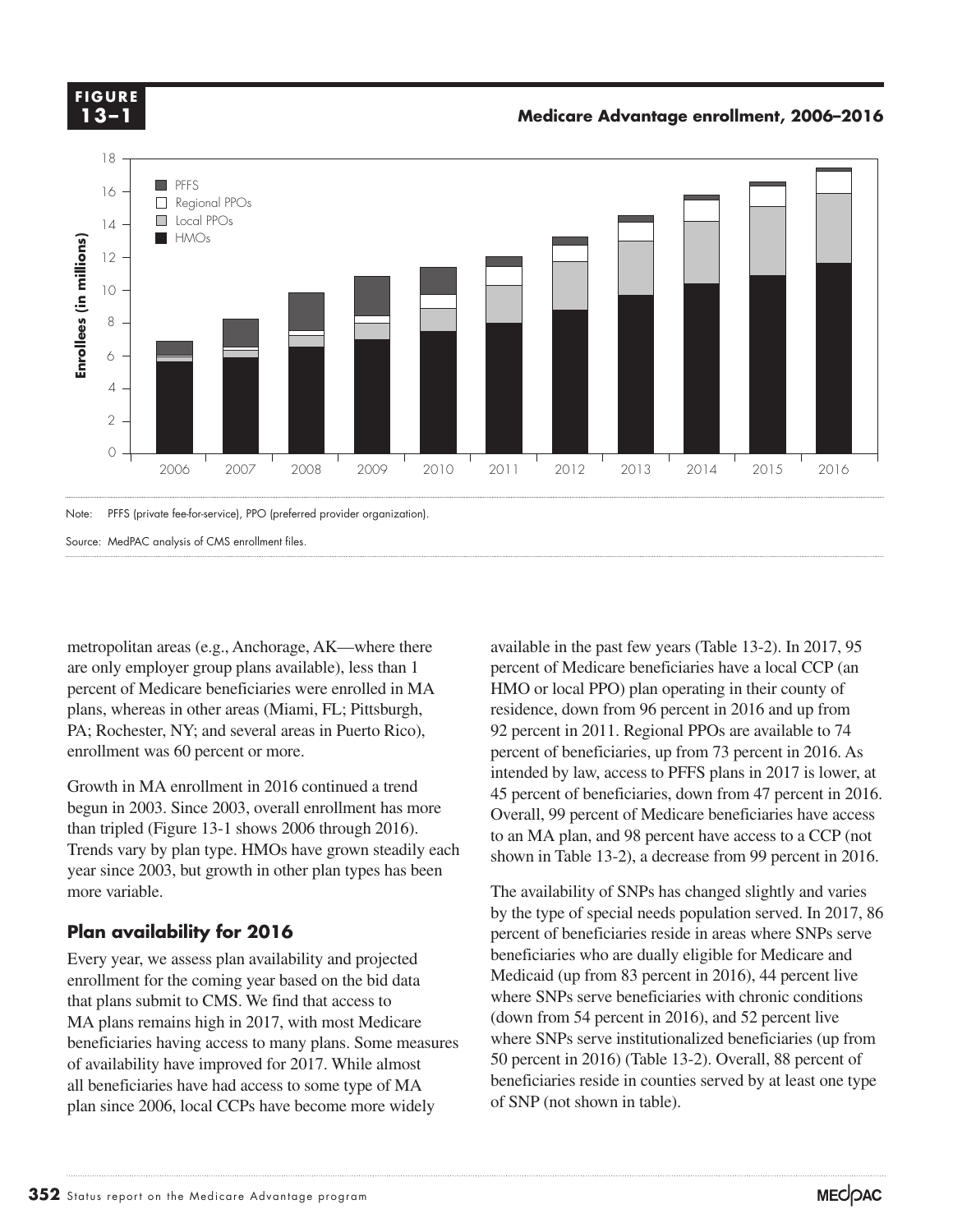**FIGURE 13–1**

**Medicare Advantage enrollment, 2006–2016**

Note: PFFS (private fee-for-service), PPO (preferred provider organization).

Source: MedPAC analysis of CMS enrollment files.

metropolitan areas (e.g., Anchorage, AK—where there are only employer group plans available), less than 1 percent of Medicare beneficiaries were enrolled in MA plans, whereas in other areas (Miami, FL; Pittsburgh, PA; Rochester, NY; and several areas in Puerto Rico), enrollment was 60 percent or more.

Growth in MA enrollment in 2016 continued a trend begun in 2003. Since 2003, overall enrollment has more than tripled (Figure 13-1 shows 2006 through 2016). Trends vary by plan type. HMOs have grown steadily each year since 2003, but growth in other plan types has been more variable.

## Plan availability for 2016

Every year, we assess plan availability and projected enrollment for the coming year based on the bid data that plans submit to CMS. We find that access to MA plans remains high in 2017, with most Medicare beneficiaries having access to many plans. Some measures of availability have improved for 2017. While almost all beneficiaries have had access to some type of MA plan since 2006, local CCPs have become more widely available in the past few years (Table 13-2). In 2017, 95 percent of Medicare beneficiaries have a local CCP (an HMO or local PPO) plan operating in their county of residence, down from 96 percent in 2016 and up from 92 percent in 2011. Regional PPOs are available to 74 percent of beneficiaries, up from 73 percent in 2016. As intended by law, access to PFFS plans in 2017 is lower, at 45 percent of beneficiaries, down from 47 percent in 2016. Overall, 99 percent of Medicare beneficiaries have access to an MA plan, and 98 percent have access to a CCP (not shown in Table 13-2), a decrease from 99 percent in 2016.

The availability of SNPs has changed slightly and varies by the type of special needs population served. In 2017, 86 percent of beneficiaries reside in areas where SNPs serve beneficiaries who are dually eligible for Medicare and Medicaid (up from 83 percent in 2016), 44 percent live where SNPs serve beneficiaries with chronic conditions (down from 54 percent in 2016), and 52 percent live where SNPs serve institutionalized beneficiaries (up from 50 percent in 2016) (Table 13-2). Overall, 88 percent of beneficiaries reside in counties served by at least one type of SNP (not shown in table).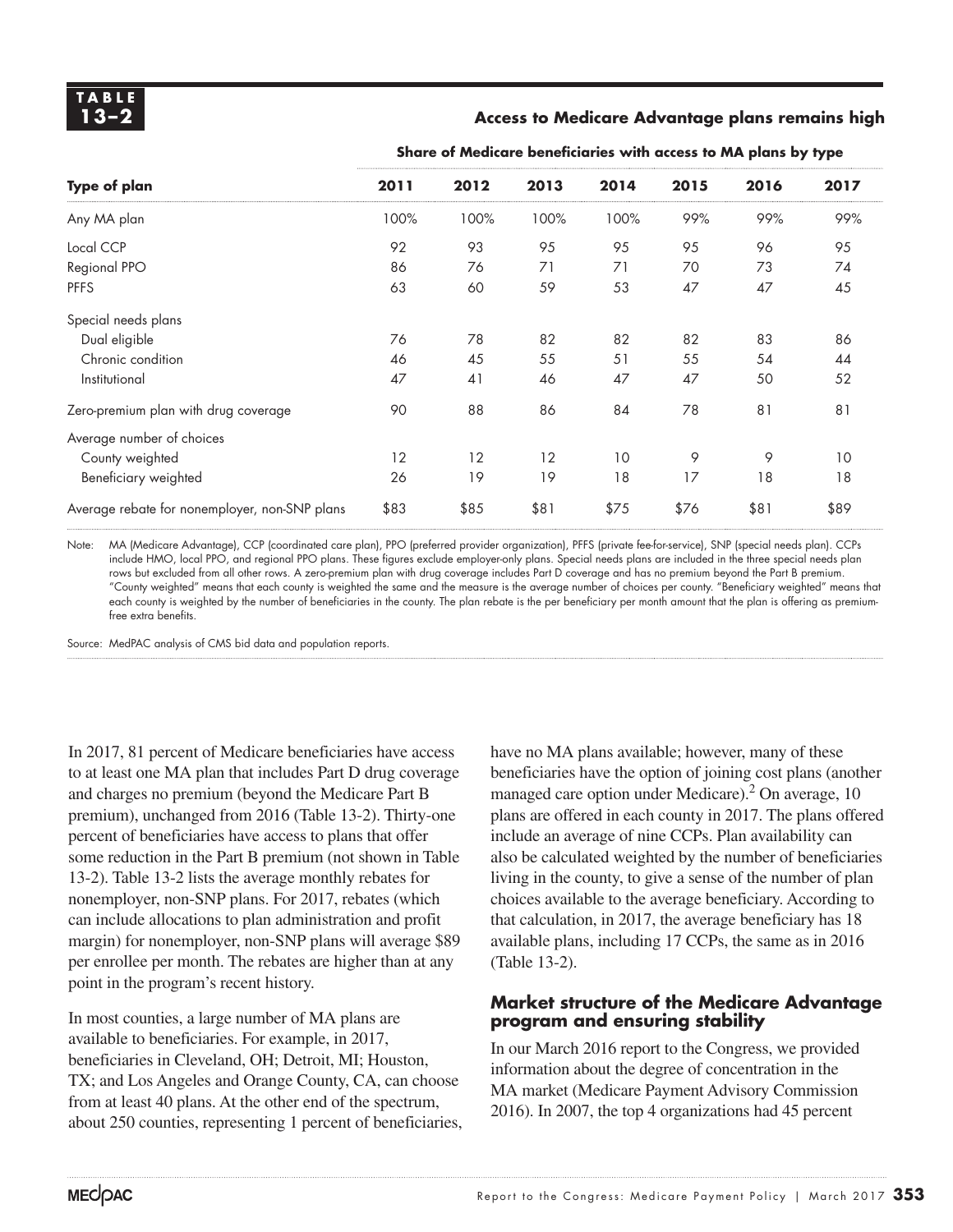**TABLE 13–2**

**Access to Medicare Advantage plans remains high**

| Type of plan | 2011 | 2012 | 2013 | 2014 | 2015 | 2016 | 2017 |
|---|---|---|---|---|---|---|---|
| | **Share of Medicare beneficiaries with access to MA plans by type** | | | | | | |
| Any MA plan | 100% | 100% | 100% | 100% | 99% | 99% | 99% |
| Local CCP | 92 | 93 | 95 | 95 | 95 | 96 | 95 |
| Regional PPO | 86 | 76 | 71 | 71 | 70 | 73 | 74 |
| PFFS | 63 | 60 | 59 | 53 | 47 | 47 | 45 |
| Special needs plans | | | | | | | |
| Dual eligible | 76 | 78 | 82 | 82 | 82 | 83 | 86 |
| Chronic condition | 46 | 45 | 55 | 51 | 55 | 54 | 44 |
| Institutional | 47 | 41 | 46 | 47 | 47 | 50 | 52 |
| Zero-premium plan with drug coverage | 90 | 88 | 86 | 84 | 78 | 81 | 81 |
| Average number of choices | | | | | | | |
| County weighted | 12 | 12 | 12 | 10 | 9 | 9 | 10 |
| Beneficiary weighted | 26 | 19 | 19 | 18 | 17 | 18 | 18 |
| Average rebate for nonemployer, non-SNP plans | $83 | $85 | $81 | $75 | $76 | $81 | $89 |

Note: MA (Medicare Advantage), CCP (coordinated care plan), PPO (preferred provider organization), PFFS (private fee-for-service), SNP (special needs plan). CCPs include HMO, local PPO, and regional PPO plans. These figures exclude employer-only plans. Special needs plans are included in the three special needs plan rows but excluded from all other rows. A zero-premium plan with drug coverage includes Part D coverage and has no premium beyond the Part B premium. "County weighted" means that each county is weighted the same and the measure is the average number of choices per county. "Beneficiary weighted" means that each county is weighted by the number of beneficiaries in the county. The plan rebate is the per beneficiary per month amount that the plan is offering as premium-free extra benefits.

Source: MedPAC analysis of CMS bid data and population reports.

In 2017, 81 percent of Medicare beneficiaries have access to at least one MA plan that includes Part D drug coverage and charges no premium (beyond the Medicare Part B premium), unchanged from 2016 (Table 13-2). Thirty-one percent of beneficiaries have access to plans that offer some reduction in the Part B premium (not shown in Table 13-2). Table 13-2 lists the average monthly rebates for nonemployer, non-SNP plans. For 2017, rebates (which can include allocations to plan administration and profit margin) for nonemployer, non-SNP plans will average $89 per enrollee per month. The rebates are higher than at any point in the program's recent history.

In most counties, a large number of MA plans are available to beneficiaries. For example, in 2017, beneficiaries in Cleveland, OH; Detroit, MI; Houston, TX; and Los Angeles and Orange County, CA, can choose from at least 40 plans. At the other end of the spectrum, about 250 counties, representing 1 percent of beneficiaries, have no MA plans available; however, many of these beneficiaries have the option of joining cost plans (another managed care option under Medicare).[2] On average, 10 plans are offered in each county in 2017. The plans offered include an average of nine CCPs. Plan availability can also be calculated weighted by the number of beneficiaries living in the county, to give a sense of the number of plan choices available to the average beneficiary. According to that calculation, in 2017, the average beneficiary has 18 available plans, including 17 CCPs, the same as in 2016 (Table 13-2).

## Market structure of the Medicare Advantage program and ensuring stability

In our March 2016 report to the Congress, we provided information about the degree of concentration in the MA market (Medicare Payment Advisory Commission 2016). In 2007, the top 4 organizations had 45 percent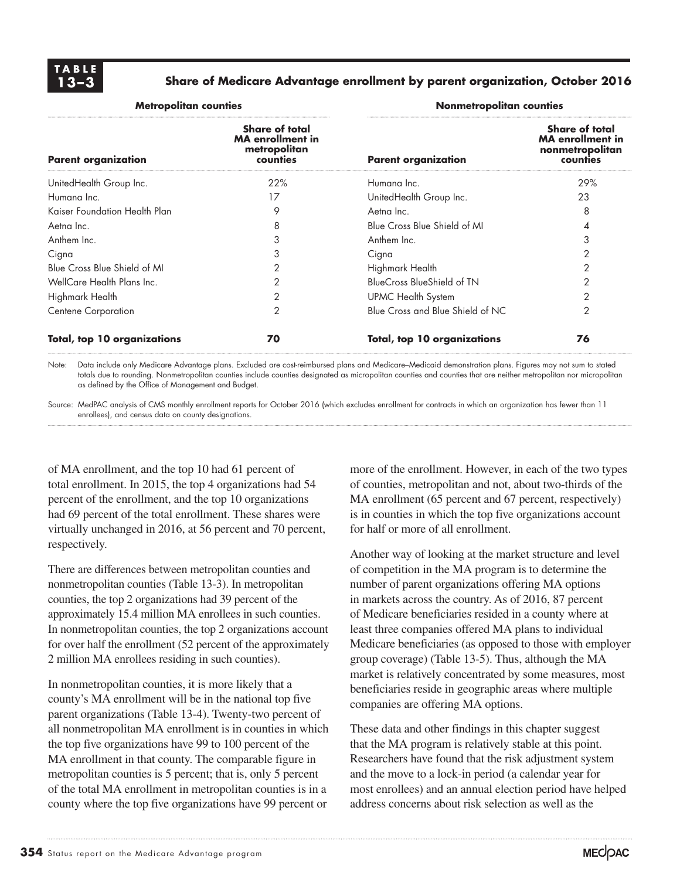**TABLE 13–3**

**Share of Medicare Advantage enrollment by parent organization, October 2016**

| Metropolitan counties | | Nonmetropolitan counties | |
|---|---|---|---|
| **Parent organization** | **Share of total MA enrollment in metropolitan counties** | **Parent organization** | **Share of total MA enrollment in nonmetropolitan counties** |
| UnitedHealth Group Inc. | 22% | Humana Inc. | 29% |
| Humana Inc. | 17 | UnitedHealth Group Inc. | 23 |
| Kaiser Foundation Health Plan | 9 | Aetna Inc. | 8 |
| Aetna Inc. | 8 | Blue Cross Blue Shield of MI | 4 |
| Anthem Inc. | 3 | Anthem Inc. | 3 |
| Cigna | 3 | Cigna | 2 |
| Blue Cross Blue Shield of MI | 2 | Highmark Health | 2 |
| WellCare Health Plans Inc. | 2 | BlueCross BlueShield of TN | 2 |
| Highmark Health | 2 | UPMC Health System | 2 |
| Centene Corporation | 2 | Blue Cross and Blue Shield of NC | 2 |
| **Total, top 10 organizations** | **70** | **Total, top 10 organizations** | **76** |

Note: Data include only Medicare Advantage plans. Excluded are cost-reimbursed plans and Medicare–Medicaid demonstration plans. Figures may not sum to stated totals due to rounding. Nonmetropolitan counties include counties designated as micropolitan counties and counties that are neither metropolitan nor micropolitan as defined by the Office of Management and Budget.

Source: MedPAC analysis of CMS monthly enrollment reports for October 2016 (which excludes enrollment for contracts in which an organization has fewer than 11 enrollees), and census data on county designations.

of MA enrollment, and the top 10 had 61 percent of total enrollment. In 2015, the top 4 organizations had 54 percent of the enrollment, and the top 10 organizations had 69 percent of the total enrollment. These shares were virtually unchanged in 2016, at 56 percent and 70 percent, respectively.

There are differences between metropolitan counties and nonmetropolitan counties (Table 13-3). In metropolitan counties, the top 2 organizations had 39 percent of the approximately 15.4 million MA enrollees in such counties. In nonmetropolitan counties, the top 2 organizations account for over half the enrollment (52 percent of the approximately 2 million MA enrollees residing in such counties).

In nonmetropolitan counties, it is more likely that a county's MA enrollment will be in the national top five parent organizations (Table 13-4). Twenty-two percent of all nonmetropolitan MA enrollment is in counties in which the top five organizations have 99 to 100 percent of the MA enrollment in that county. The comparable figure in metropolitan counties is 5 percent; that is, only 5 percent of the total MA enrollment in metropolitan counties is in a county where the top five organizations have 99 percent or more of the enrollment. However, in each of the two types of counties, metropolitan and not, about two-thirds of the MA enrollment (65 percent and 67 percent, respectively) is in counties in which the top five organizations account for half or more of all enrollment.

Another way of looking at the market structure and level of competition in the MA program is to determine the number of parent organizations offering MA options in markets across the country. As of 2016, 87 percent of Medicare beneficiaries resided in a county where at least three companies offered MA plans to individual Medicare beneficiaries (as opposed to those with employer group coverage) (Table 13-5). Thus, although the MA market is relatively concentrated by some measures, most beneficiaries reside in geographic areas where multiple companies are offering MA options.

These data and other findings in this chapter suggest that the MA program is relatively stable at this point. Researchers have found that the risk adjustment system and the move to a lock-in period (a calendar year for most enrollees) and an annual election period have helped address concerns about risk selection as well as the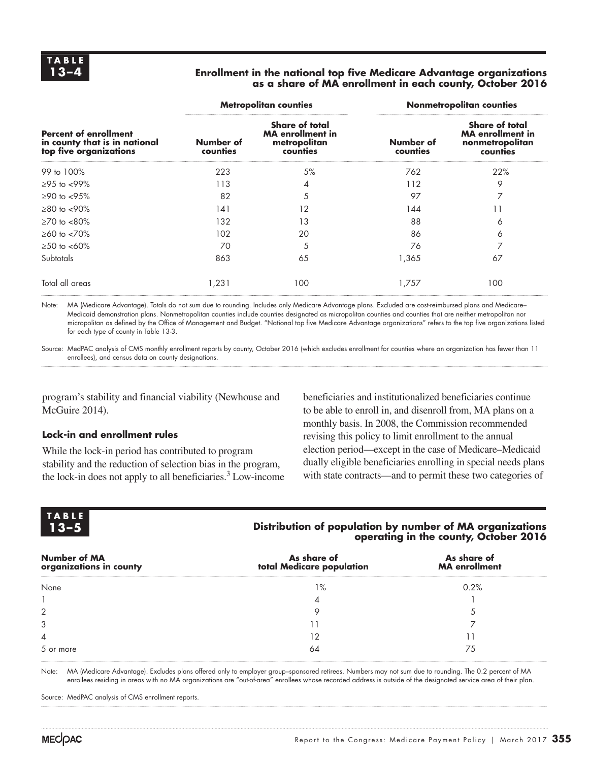**TABLE 13–4**

**Enrollment in the national top five Medicare Advantage organizations as a share of MA enrollment in each county, October 2016**

| Percent of enrollment in county that is in national top five organizations | Metropolitan counties | | Nonmetropolitan counties | |
|---|---|---|---|---|
| | Number of counties | Share of total MA enrollment in metropolitan counties | Number of counties | Share of total MA enrollment in nonmetropolitan counties |
| 99 to 100% | 223 | 5% | 762 | 22% |
| ≥95 to <99% | 113 | 4 | 112 | 9 |
| ≥90 to <95% | 82 | 5 | 97 | 7 |
| ≥80 to <90% | 141 | 12 | 144 | 11 |
| ≥70 to <80% | 132 | 13 | 88 | 6 |
| ≥60 to <70% | 102 | 20 | 86 | 6 |
| ≥50 to <60% | 70 | 5 | 76 | 7 |
| Subtotals | 863 | 65 | 1,365 | 67 |
| Total all areas | 1,231 | 100 | 1,757 | 100 |

Note: MA (Medicare Advantage). Totals do not sum due to rounding. Includes only Medicare Advantage plans. Excluded are cost-reimbursed plans and Medicare–Medicaid demonstration plans. Nonmetropolitan counties include counties designated as micropolitan counties and counties that are neither metropolitan nor micropolitan as defined by the Office of Management and Budget. "National top five Medicare Advantage organizations" refers to the top five organizations listed for each type of county in Table 13-3.

Source: MedPAC analysis of CMS monthly enrollment reports by county, October 2016 (which excludes enrollment for counties where an organization has fewer than 11 enrollees), and census data on county designations.

program's stability and financial viability (Newhouse and McGuire 2014).

### Lock-in and enrollment rules

While the lock-in period has contributed to program stability and the reduction of selection bias in the program, the lock-in does not apply to all beneficiaries.[3] Low-income beneficiaries and institutionalized beneficiaries continue to be able to enroll in, and disenroll from, MA plans on a monthly basis. In 2008, the Commission recommended revising this policy to limit enrollment to the annual election period—except in the case of Medicare–Medicaid dually eligible beneficiaries enrolling in special needs plans with state contracts—and to permit these two categories of

**TABLE 13–5**

**Distribution of population by number of MA organizations operating in the county, October 2016**

| Number of MA organizations in county | As share of total Medicare population | As share of MA enrollment |
|---|---|---|
| None | 1% | 0.2% |
| 1 | 4 | 1 |
| 2 | 9 | 5 |
| 3 | 11 | 7 |
| 4 | 12 | 11 |
| 5 or more | 64 | 75 |

Note: MA (Medicare Advantage). Excludes plans offered only to employer group–sponsored retirees. Numbers may not sum due to rounding. The 0.2 percent of MA enrollees residing in areas with no MA organizations are "out-of-area" enrollees whose recorded address is outside of the designated service area of their plan.

Source: MedPAC analysis of CMS enrollment reports.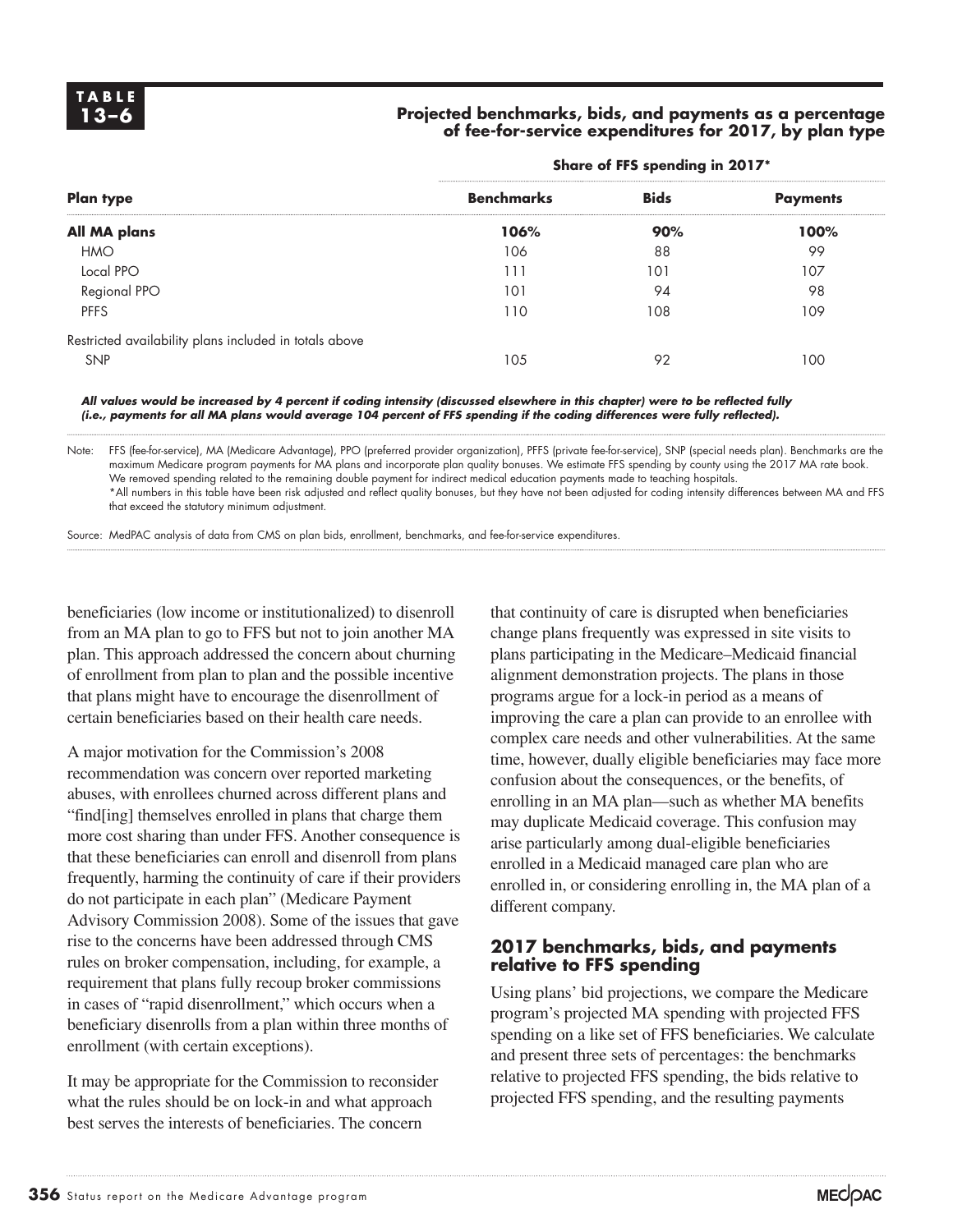**TABLE 13–6**

**Projected benchmarks, bids, and payments as a percentage of fee-for-service expenditures for 2017, by plan type**

| Plan type | Share of FFS spending in 2017* | | |
|---|---|---|---|
| | **Benchmarks** | **Bids** | **Payments** |
| **All MA plans** | **106%** | **90%** | **100%** |
| HMO | 106 | 88 | 99 |
| Local PPO | 111 | 101 | 107 |
| Regional PPO | 101 | 94 | 98 |
| PFFS | 110 | 108 | 109 |
| Restricted availability plans included in totals above | | | |
| SNP | 105 | 92 | 100 |

***All values would be increased by 4 percent if coding intensity (discussed elsewhere in this chapter) were to be reflected fully (i.e., payments for all MA plans would average 104 percent of FFS spending if the coding differences were fully reflected).***

Note: FFS (fee-for-service), MA (Medicare Advantage), PPO (preferred provider organization), PFFS (private fee-for-service), SNP (special needs plan). Benchmarks are the maximum Medicare program payments for MA plans and incorporate plan quality bonuses. We estimate FFS spending by county using the 2017 MA rate book. We removed spending related to the remaining double payment for indirect medical education payments made to teaching hospitals.
*All numbers in this table have been risk adjusted and reflect quality bonuses, but they have not been adjusted for coding intensity differences between MA and FFS that exceed the statutory minimum adjustment.

Source: MedPAC analysis of data from CMS on plan bids, enrollment, benchmarks, and fee-for-service expenditures.

beneficiaries (low income or institutionalized) to disenroll from an MA plan to go to FFS but not to join another MA plan. This approach addressed the concern about churning of enrollment from plan to plan and the possible incentive that plans might have to encourage the disenrollment of certain beneficiaries based on their health care needs.

A major motivation for the Commission's 2008 recommendation was concern over reported marketing abuses, with enrollees churned across different plans and "find[ing] themselves enrolled in plans that charge them more cost sharing than under FFS. Another consequence is that these beneficiaries can enroll and disenroll from plans frequently, harming the continuity of care if their providers do not participate in each plan" (Medicare Payment Advisory Commission 2008). Some of the issues that gave rise to the concerns have been addressed through CMS rules on broker compensation, including, for example, a requirement that plans fully recoup broker commissions in cases of "rapid disenrollment," which occurs when a beneficiary disenrolls from a plan within three months of enrollment (with certain exceptions).

It may be appropriate for the Commission to reconsider what the rules should be on lock-in and what approach best serves the interests of beneficiaries. The concern that continuity of care is disrupted when beneficiaries change plans frequently was expressed in site visits to plans participating in the Medicare–Medicaid financial alignment demonstration projects. The plans in those programs argue for a lock-in period as a means of improving the care a plan can provide to an enrollee with complex care needs and other vulnerabilities. At the same time, however, dually eligible beneficiaries may face more confusion about the consequences, or the benefits, of enrolling in an MA plan—such as whether MA benefits may duplicate Medicaid coverage. This confusion may arise particularly among dual-eligible beneficiaries enrolled in a Medicaid managed care plan who are enrolled in, or considering enrolling in, the MA plan of a different company.

### 2017 benchmarks, bids, and payments relative to FFS spending

Using plans' bid projections, we compare the Medicare program's projected MA spending with projected FFS spending on a like set of FFS beneficiaries. We calculate and present three sets of percentages: the benchmarks relative to projected FFS spending, the bids relative to projected FFS spending, and the resulting payments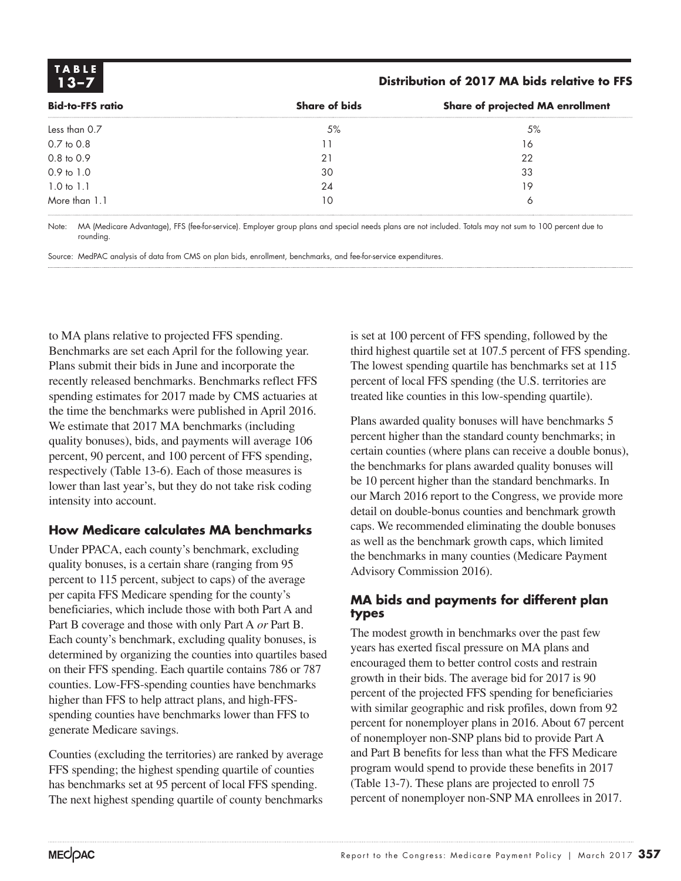**TABLE 13–7**

**Distribution of 2017 MA bids relative to FFS**

| Bid-to-FFS ratio | Share of bids | Share of projected MA enrollment |
|---|---|---|
| Less than 0.7 | 5% | 5% |
| 0.7 to 0.8 | 11 | 16 |
| 0.8 to 0.9 | 21 | 22 |
| 0.9 to 1.0 | 30 | 33 |
| 1.0 to 1.1 | 24 | 19 |
| More than 1.1 | 10 | 6 |

Note: MA (Medicare Advantage), FFS (fee-for-service). Employer group plans and special needs plans are not included. Totals may not sum to 100 percent due to rounding.

Source: MedPAC analysis of data from CMS on plan bids, enrollment, benchmarks, and fee-for-service expenditures.

to MA plans relative to projected FFS spending. Benchmarks are set each April for the following year. Plans submit their bids in June and incorporate the recently released benchmarks. Benchmarks reflect FFS spending estimates for 2017 made by CMS actuaries at the time the benchmarks were published in April 2016. We estimate that 2017 MA benchmarks (including quality bonuses), bids, and payments will average 106 percent, 90 percent, and 100 percent of FFS spending, respectively (Table 13-6). Each of those measures is lower than last year's, but they do not take risk coding intensity into account.

### How Medicare calculates MA benchmarks

Under PPACA, each county's benchmark, excluding quality bonuses, is a certain share (ranging from 95 percent to 115 percent, subject to caps) of the average per capita FFS Medicare spending for the county's beneficiaries, which include those with both Part A and Part B coverage and those with only Part A *or* Part B. Each county's benchmark, excluding quality bonuses, is determined by organizing the counties into quartiles based on their FFS spending. Each quartile contains 786 or 787 counties. Low-FFS-spending counties have benchmarks higher than FFS to help attract plans, and high-FFS-spending counties have benchmarks lower than FFS to generate Medicare savings.

Counties (excluding the territories) are ranked by average FFS spending; the highest spending quartile of counties has benchmarks set at 95 percent of local FFS spending. The next highest spending quartile of county benchmarks is set at 100 percent of FFS spending, followed by the third highest quartile set at 107.5 percent of FFS spending. The lowest spending quartile has benchmarks set at 115 percent of local FFS spending (the U.S. territories are treated like counties in this low-spending quartile).

Plans awarded quality bonuses will have benchmarks 5 percent higher than the standard county benchmarks; in certain counties (where plans can receive a double bonus), the benchmarks for plans awarded quality bonuses will be 10 percent higher than the standard benchmarks. In our March 2016 report to the Congress, we provide more detail on double-bonus counties and benchmark growth caps. We recommended eliminating the double bonuses as well as the benchmark growth caps, which limited the benchmarks in many counties (Medicare Payment Advisory Commission 2016).

### MA bids and payments for different plan types

The modest growth in benchmarks over the past few years has exerted fiscal pressure on MA plans and encouraged them to better control costs and restrain growth in their bids. The average bid for 2017 is 90 percent of the projected FFS spending for beneficiaries with similar geographic and risk profiles, down from 92 percent for nonemployer plans in 2016. About 67 percent of nonemployer non-SNP plans bid to provide Part A and Part B benefits for less than what the FFS Medicare program would spend to provide these benefits in 2017 (Table 13-7). These plans are projected to enroll 75 percent of nonemployer non-SNP MA enrollees in 2017.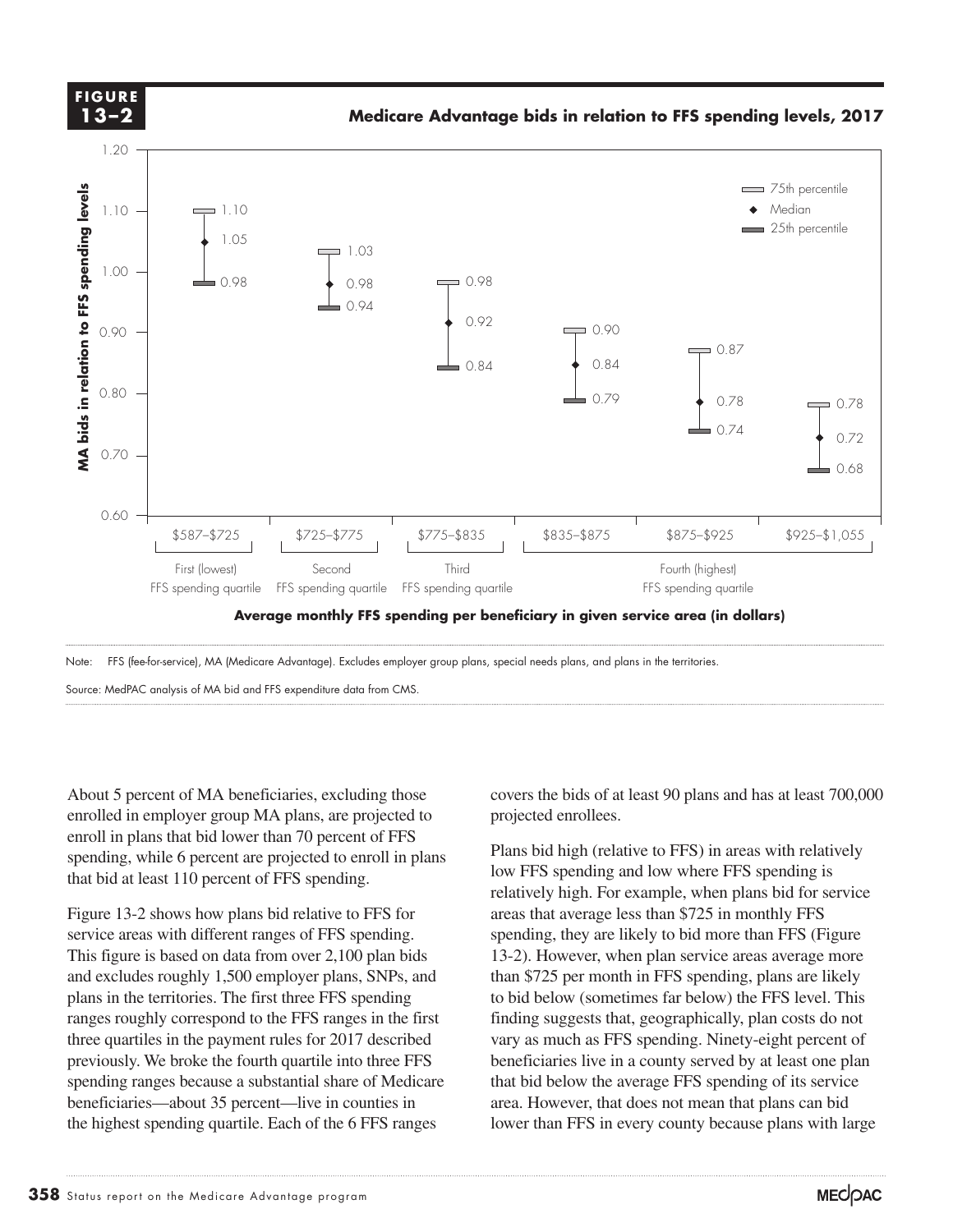**FIGURE 13–2**

**Medicare Advantage bids in relation to FFS spending levels, 2017**

| Average monthly FFS spending per beneficiary in given service area (in dollars) | FFS spending quartile | 75th percentile | Median | 25th percentile |
|---|---|---|---|---|
| $587–$725 | First (lowest) FFS spending quartile | 1.10 | 1.05 | 0.98 |
| $725–$775 | Second FFS spending quartile | 1.03 | 0.98 | 0.94 |
| $775–$835 | Third FFS spending quartile | 0.98 | 0.92 | 0.84 |
| $835–$875 | Fourth (highest) FFS spending quartile | 0.90 | 0.84 | 0.79 |
| $875–$925 | Fourth (highest) FFS spending quartile | 0.87 | 0.78 | 0.74 |
| $925–$1,055 | Fourth (highest) FFS spending quartile | 0.78 | 0.72 | 0.68 |

Y-axis: MA bids in relation to FFS spending levels

Note: FFS (fee-for-service), MA (Medicare Advantage). Excludes employer group plans, special needs plans, and plans in the territories.

Source: MedPAC analysis of MA bid and FFS expenditure data from CMS.

About 5 percent of MA beneficiaries, excluding those enrolled in employer group MA plans, are projected to enroll in plans that bid lower than 70 percent of FFS spending, while 6 percent are projected to enroll in plans that bid at least 110 percent of FFS spending.

Figure 13-2 shows how plans bid relative to FFS for service areas with different ranges of FFS spending. This figure is based on data from over 2,100 plan bids and excludes roughly 1,500 employer plans, SNPs, and plans in the territories. The first three FFS spending ranges roughly correspond to the FFS ranges in the first three quartiles in the payment rules for 2017 described previously. We broke the fourth quartile into three FFS spending ranges because a substantial share of Medicare beneficiaries—about 35 percent—live in counties in the highest spending quartile. Each of the 6 FFS ranges covers the bids of at least 90 plans and has at least 700,000 projected enrollees.

Plans bid high (relative to FFS) in areas with relatively low FFS spending and low where FFS spending is relatively high. For example, when plans bid for service areas that average less than $725 in monthly FFS spending, they are likely to bid more than FFS (Figure 13-2). However, when plan service areas average more than $725 per month in FFS spending, plans are likely to bid below (sometimes far below) the FFS level. This finding suggests that, geographically, plan costs do not vary as much as FFS spending. Ninety-eight percent of beneficiaries live in a county served by at least one plan that bid below the average FFS spending of its service area. However, that does not mean that plans can bid lower than FFS in every county because plans with large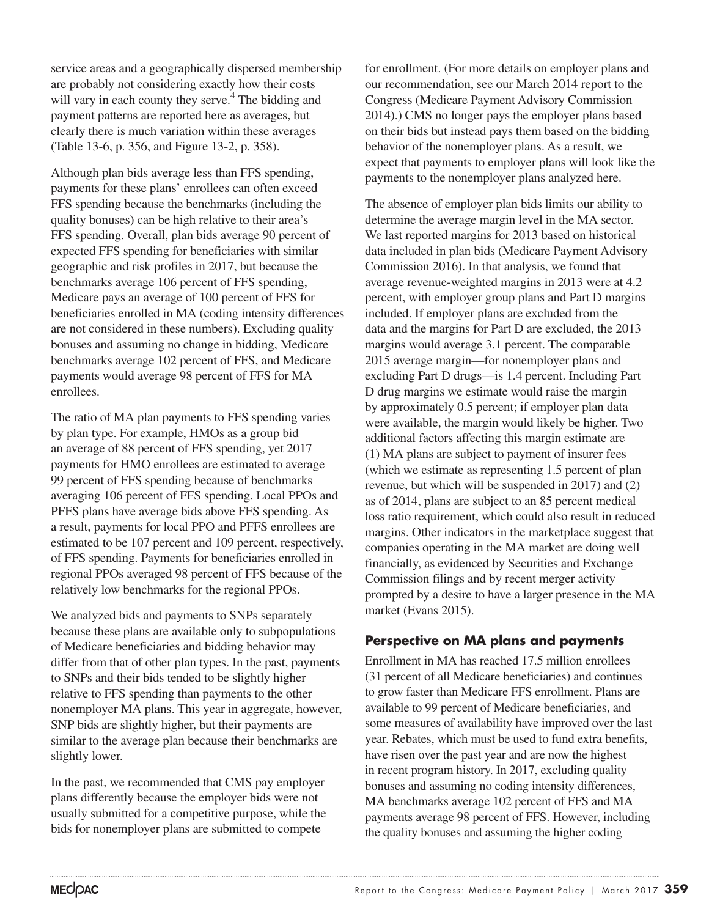service areas and a geographically dispersed membership are probably not considering exactly how their costs will vary in each county they serve.[4] The bidding and payment patterns are reported here as averages, but clearly there is much variation within these averages (Table 13-6, p. 356, and Figure 13-2, p. 358).

Although plan bids average less than FFS spending, payments for these plans' enrollees can often exceed FFS spending because the benchmarks (including the quality bonuses) can be high relative to their area's FFS spending. Overall, plan bids average 90 percent of expected FFS spending for beneficiaries with similar geographic and risk profiles in 2017, but because the benchmarks average 106 percent of FFS spending, Medicare pays an average of 100 percent of FFS for beneficiaries enrolled in MA (coding intensity differences are not considered in these numbers). Excluding quality bonuses and assuming no change in bidding, Medicare benchmarks average 102 percent of FFS, and Medicare payments would average 98 percent of FFS for MA enrollees.

The ratio of MA plan payments to FFS spending varies by plan type. For example, HMOs as a group bid an average of 88 percent of FFS spending, yet 2017 payments for HMO enrollees are estimated to average 99 percent of FFS spending because of benchmarks averaging 106 percent of FFS spending. Local PPOs and PFFS plans have average bids above FFS spending. As a result, payments for local PPO and PFFS enrollees are estimated to be 107 percent and 109 percent, respectively, of FFS spending. Payments for beneficiaries enrolled in regional PPOs averaged 98 percent of FFS because of the relatively low benchmarks for the regional PPOs.

We analyzed bids and payments to SNPs separately because these plans are available only to subpopulations of Medicare beneficiaries and bidding behavior may differ from that of other plan types. In the past, payments to SNPs and their bids tended to be slightly higher relative to FFS spending than payments to the other nonemployer MA plans. This year in aggregate, however, SNP bids are slightly higher, but their payments are similar to the average plan because their benchmarks are slightly lower.

In the past, we recommended that CMS pay employer plans differently because the employer bids were not usually submitted for a competitive purpose, while the bids for nonemployer plans are submitted to compete for enrollment. (For more details on employer plans and our recommendation, see our March 2014 report to the Congress (Medicare Payment Advisory Commission 2014).) CMS no longer pays the employer plans based on their bids but instead pays them based on the bidding behavior of the nonemployer plans. As a result, we expect that payments to employer plans will look like the payments to the nonemployer plans analyzed here.

The absence of employer plan bids limits our ability to determine the average margin level in the MA sector. We last reported margins for 2013 based on historical data included in plan bids (Medicare Payment Advisory Commission 2016). In that analysis, we found that average revenue-weighted margins in 2013 were at 4.2 percent, with employer group plans and Part D margins included. If employer plans are excluded from the data and the margins for Part D are excluded, the 2013 margins would average 3.1 percent. The comparable 2015 average margin—for nonemployer plans and excluding Part D drugs—is 1.4 percent. Including Part D drug margins we estimate would raise the margin by approximately 0.5 percent; if employer plan data were available, the margin would likely be higher. Two additional factors affecting this margin estimate are (1) MA plans are subject to payment of insurer fees (which we estimate as representing 1.5 percent of plan revenue, but which will be suspended in 2017) and (2) as of 2014, plans are subject to an 85 percent medical loss ratio requirement, which could also result in reduced margins. Other indicators in the marketplace suggest that companies operating in the MA market are doing well financially, as evidenced by Securities and Exchange Commission filings and by recent merger activity prompted by a desire to have a larger presence in the MA market (Evans 2015).

## Perspective on MA plans and payments

Enrollment in MA has reached 17.5 million enrollees (31 percent of all Medicare beneficiaries) and continues to grow faster than Medicare FFS enrollment. Plans are available to 99 percent of Medicare beneficiaries, and some measures of availability have improved over the last year. Rebates, which must be used to fund extra benefits, have risen over the past year and are now the highest in recent program history. In 2017, excluding quality bonuses and assuming no coding intensity differences, MA benchmarks average 102 percent of FFS and MA payments average 98 percent of FFS. However, including the quality bonuses and assuming the higher coding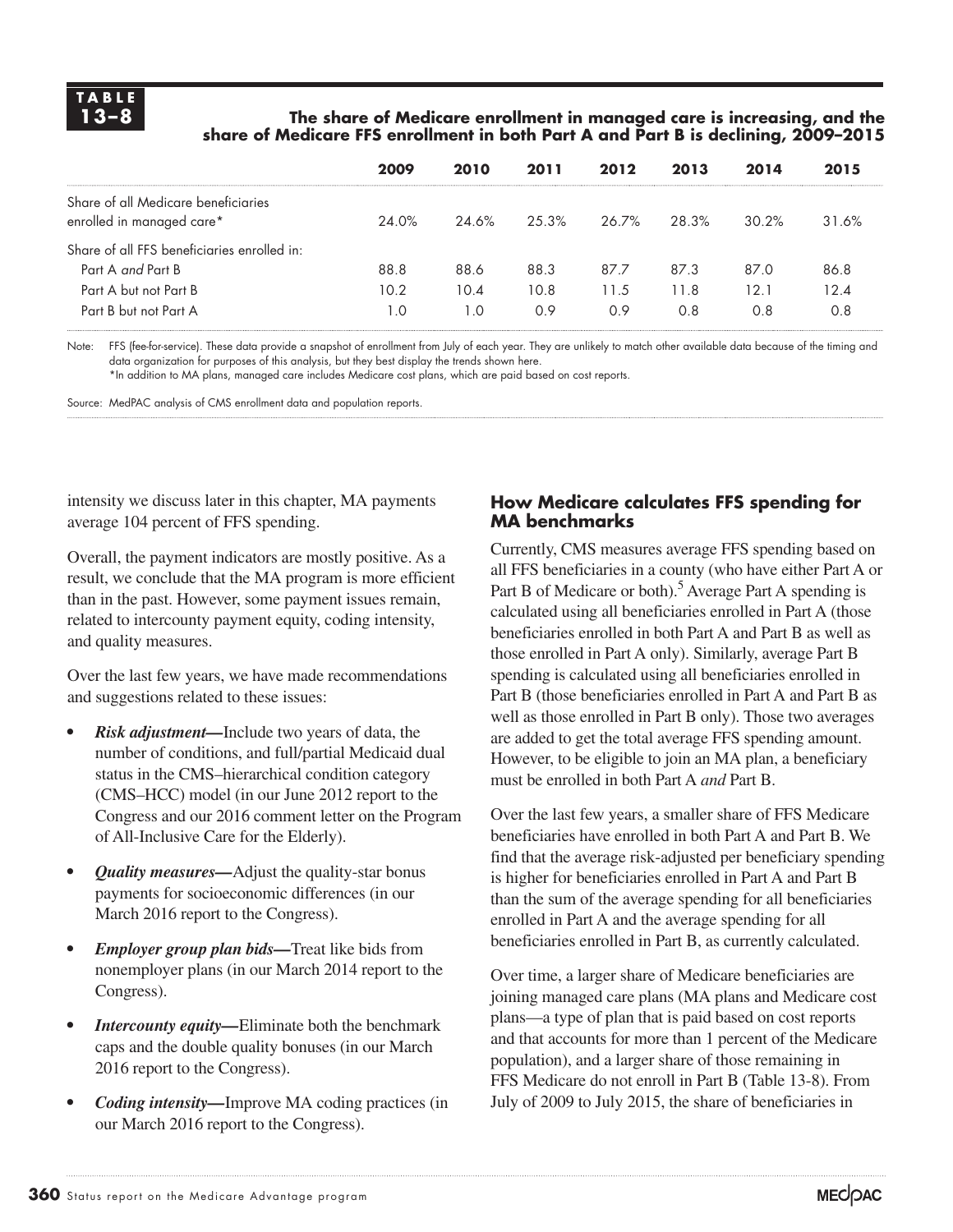**TABLE 13–8**

**The share of Medicare enrollment in managed care is increasing, and the share of Medicare FFS enrollment in both Part A and Part B is declining, 2009–2015**

| | 2009 | 2010 | 2011 | 2012 | 2013 | 2014 | 2015 |
|---|---|---|---|---|---|---|---|
| Share of all Medicare beneficiaries enrolled in managed care* | 24.0% | 24.6% | 25.3% | 26.7% | 28.3% | 30.2% | 31.6% |
| Share of all FFS beneficiaries enrolled in: | | | | | | | |
| Part A *and* Part B | 88.8 | 88.6 | 88.3 | 87.7 | 87.3 | 87.0 | 86.8 |
| Part A but not Part B | 10.2 | 10.4 | 10.8 | 11.5 | 11.8 | 12.1 | 12.4 |
| Part B but not Part A | 1.0 | 1.0 | 0.9 | 0.9 | 0.8 | 0.8 | 0.8 |

Note: FFS (fee-for-service). These data provide a snapshot of enrollment from July of each year. They are unlikely to match other available data because of the timing and data organization for purposes of this analysis, but they best display the trends shown here.
*In addition to MA plans, managed care includes Medicare cost plans, which are paid based on cost reports.

Source: MedPAC analysis of CMS enrollment data and population reports.

intensity we discuss later in this chapter, MA payments average 104 percent of FFS spending.

Overall, the payment indicators are mostly positive. As a result, we conclude that the MA program is more efficient than in the past. However, some payment issues remain, related to intercounty payment equity, coding intensity, and quality measures.

Over the last few years, we have made recommendations and suggestions related to these issues:

- ***Risk adjustment***—Include two years of data, the number of conditions, and full/partial Medicaid dual status in the CMS–hierarchical condition category (CMS–HCC) model (in our June 2012 report to the Congress and our 2016 comment letter on the Program of All-Inclusive Care for the Elderly).
- ***Quality measures***—Adjust the quality-star bonus payments for socioeconomic differences (in our March 2016 report to the Congress).
- ***Employer group plan bids***—Treat like bids from nonemployer plans (in our March 2014 report to the Congress).
- ***Intercounty equity***—Eliminate both the benchmark caps and the double quality bonuses (in our March 2016 report to the Congress).
- ***Coding intensity***—Improve MA coding practices (in our March 2016 report to the Congress).

### How Medicare calculates FFS spending for MA benchmarks

Currently, CMS measures average FFS spending based on all FFS beneficiaries in a county (who have either Part A or Part B of Medicare or both).[5] Average Part A spending is calculated using all beneficiaries enrolled in Part A (those beneficiaries enrolled in both Part A and Part B as well as those enrolled in Part A only). Similarly, average Part B spending is calculated using all beneficiaries enrolled in Part B (those beneficiaries enrolled in Part A and Part B as well as those enrolled in Part B only). Those two averages are added to get the total average FFS spending amount. However, to be eligible to join an MA plan, a beneficiary must be enrolled in both Part A *and* Part B.

Over the last few years, a smaller share of FFS Medicare beneficiaries have enrolled in both Part A and Part B. We find that the average risk-adjusted per beneficiary spending is higher for beneficiaries enrolled in Part A and Part B than the sum of the average spending for all beneficiaries enrolled in Part A and the average spending for all beneficiaries enrolled in Part B, as currently calculated.

Over time, a larger share of Medicare beneficiaries are joining managed care plans (MA plans and Medicare cost plans—a type of plan that is paid based on cost reports and that accounts for more than 1 percent of the Medicare population), and a larger share of those remaining in FFS Medicare do not enroll in Part B (Table 13-8). From July of 2009 to July 2015, the share of beneficiaries in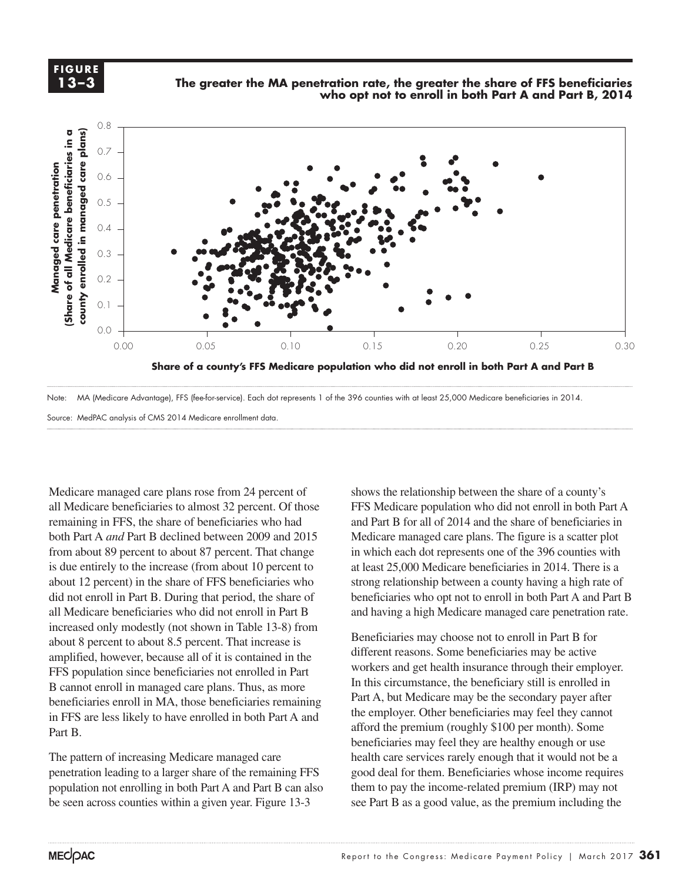**FIGURE 13–3**

**The greater the MA penetration rate, the greater the share of FFS beneficiaries who opt not to enroll in both Part A and Part B, 2014**

Note: MA (Medicare Advantage), FFS (fee-for-service). Each dot represents 1 of the 396 counties with at least 25,000 Medicare beneficiaries in 2014.

Source: MedPAC analysis of CMS 2014 Medicare enrollment data.

Medicare managed care plans rose from 24 percent of all Medicare beneficiaries to almost 32 percent. Of those remaining in FFS, the share of beneficiaries who had both Part A *and* Part B declined between 2009 and 2015 from about 89 percent to about 87 percent. That change is due entirely to the increase (from about 10 percent to about 12 percent) in the share of FFS beneficiaries who did not enroll in Part B. During that period, the share of all Medicare beneficiaries who did not enroll in Part B increased only modestly (not shown in Table 13-8) from about 8 percent to about 8.5 percent. That increase is amplified, however, because all of it is contained in the FFS population since beneficiaries not enrolled in Part B cannot enroll in managed care plans. Thus, as more beneficiaries enroll in MA, those beneficiaries remaining in FFS are less likely to have enrolled in both Part A and Part B.

The pattern of increasing Medicare managed care penetration leading to a larger share of the remaining FFS population not enrolling in both Part A and Part B can also be seen across counties within a given year. Figure 13-3 shows the relationship between the share of a county's FFS Medicare population who did not enroll in both Part A and Part B for all of 2014 and the share of beneficiaries in Medicare managed care plans. The figure is a scatter plot in which each dot represents one of the 396 counties with at least 25,000 Medicare beneficiaries in 2014. There is a strong relationship between a county having a high rate of beneficiaries who opt not to enroll in both Part A and Part B and having a high Medicare managed care penetration rate.

Beneficiaries may choose not to enroll in Part B for different reasons. Some beneficiaries may be active workers and get health insurance through their employer. In this circumstance, the beneficiary still is enrolled in Part A, but Medicare may be the secondary payer after the employer. Other beneficiaries may feel they cannot afford the premium (roughly $100 per month). Some beneficiaries may feel they are healthy enough or use health care services rarely enough that it would not be a good deal for them. Beneficiaries whose income requires them to pay the income-related premium (IRP) may not see Part B as a good value, as the premium including the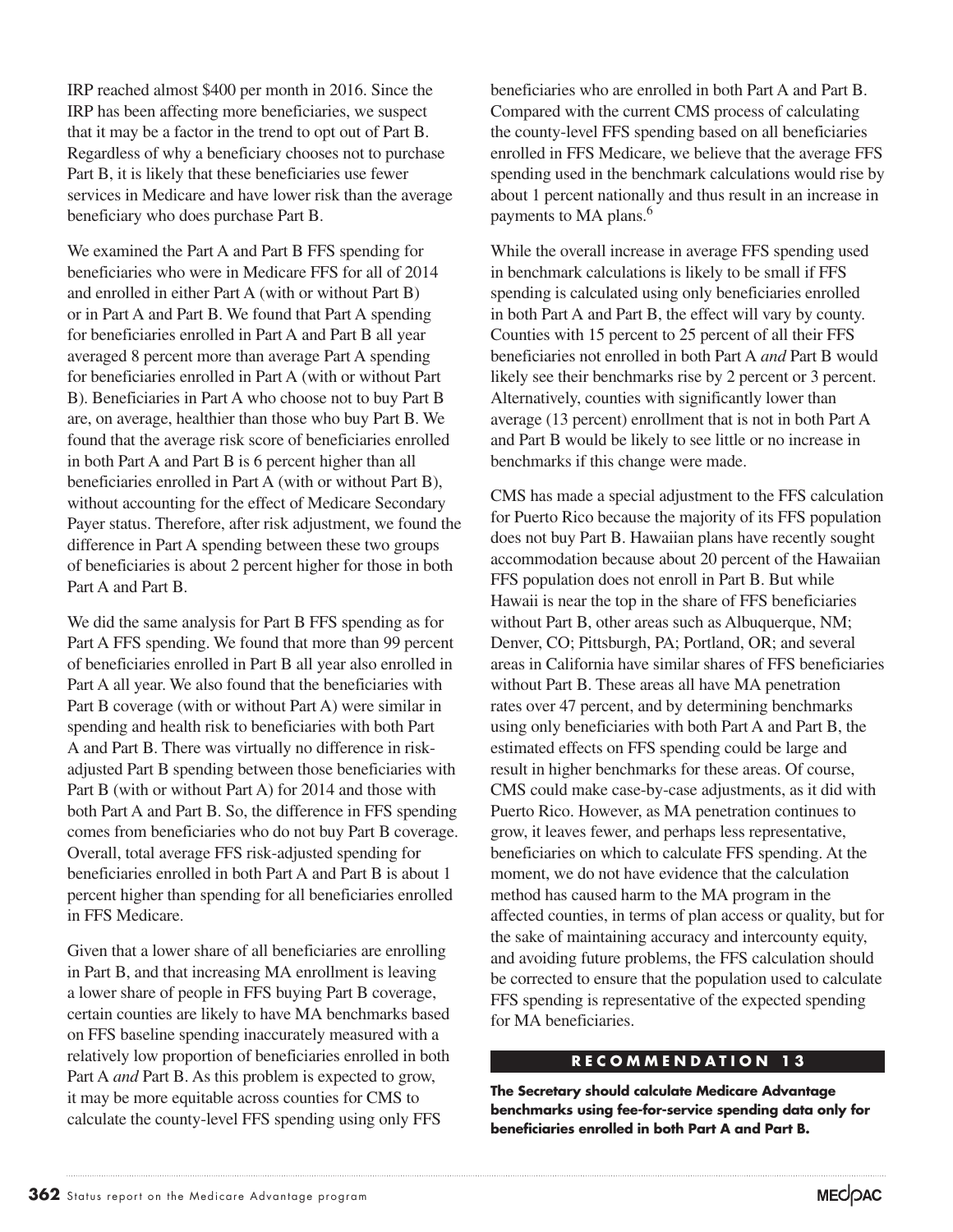IRP reached almost $400 per month in 2016. Since the IRP has been affecting more beneficiaries, we suspect that it may be a factor in the trend to opt out of Part B. Regardless of why a beneficiary chooses not to purchase Part B, it is likely that these beneficiaries use fewer services in Medicare and have lower risk than the average beneficiary who does purchase Part B.

We examined the Part A and Part B FFS spending for beneficiaries who were in Medicare FFS for all of 2014 and enrolled in either Part A (with or without Part B) or in Part A and Part B. We found that Part A spending for beneficiaries enrolled in Part A and Part B all year averaged 8 percent more than average Part A spending for beneficiaries enrolled in Part A (with or without Part B). Beneficiaries in Part A who choose not to buy Part B are, on average, healthier than those who buy Part B. We found that the average risk score of beneficiaries enrolled in both Part A and Part B is 6 percent higher than all beneficiaries enrolled in Part A (with or without Part B), without accounting for the effect of Medicare Secondary Payer status. Therefore, after risk adjustment, we found the difference in Part A spending between these two groups of beneficiaries is about 2 percent higher for those in both Part A and Part B.

We did the same analysis for Part B FFS spending as for Part A FFS spending. We found that more than 99 percent of beneficiaries enrolled in Part B all year also enrolled in Part A all year. We also found that the beneficiaries with Part B coverage (with or without Part A) were similar in spending and health risk to beneficiaries with both Part A and Part B. There was virtually no difference in risk-adjusted Part B spending between those beneficiaries with Part B (with or without Part A) for 2014 and those with both Part A and Part B. So, the difference in FFS spending comes from beneficiaries who do not buy Part B coverage. Overall, total average FFS risk-adjusted spending for beneficiaries enrolled in both Part A and Part B is about 1 percent higher than spending for all beneficiaries enrolled in FFS Medicare.

Given that a lower share of all beneficiaries are enrolling in Part B, and that increasing MA enrollment is leaving a lower share of people in FFS buying Part B coverage, certain counties are likely to have MA benchmarks based on FFS baseline spending inaccurately measured with a relatively low proportion of beneficiaries enrolled in both Part A *and* Part B. As this problem is expected to grow, it may be more equitable across counties for CMS to calculate the county-level FFS spending using only FFS beneficiaries who are enrolled in both Part A and Part B. Compared with the current CMS process of calculating the county-level FFS spending based on all beneficiaries enrolled in FFS Medicare, we believe that the average FFS spending used in the benchmark calculations would rise by about 1 percent nationally and thus result in an increase in payments to MA plans.[6]

While the overall increase in average FFS spending used in benchmark calculations is likely to be small if FFS spending is calculated using only beneficiaries enrolled in both Part A and Part B, the effect will vary by county. Counties with 15 percent to 25 percent of all their FFS beneficiaries not enrolled in both Part A *and* Part B would likely see their benchmarks rise by 2 percent or 3 percent. Alternatively, counties with significantly lower than average (13 percent) enrollment that is not in both Part A and Part B would be likely to see little or no increase in benchmarks if this change were made.

CMS has made a special adjustment to the FFS calculation for Puerto Rico because the majority of its FFS population does not buy Part B. Hawaiian plans have recently sought accommodation because about 20 percent of the Hawaiian FFS population does not enroll in Part B. But while Hawaii is near the top in the share of FFS beneficiaries without Part B, other areas such as Albuquerque, NM; Denver, CO; Pittsburgh, PA; Portland, OR; and several areas in California have similar shares of FFS beneficiaries without Part B. These areas all have MA penetration rates over 47 percent, and by determining benchmarks using only beneficiaries with both Part A and Part B, the estimated effects on FFS spending could be large and result in higher benchmarks for these areas. Of course, CMS could make case-by-case adjustments, as it did with Puerto Rico. However, as MA penetration continues to grow, it leaves fewer, and perhaps less representative, beneficiaries on which to calculate FFS spending. At the moment, we do not have evidence that the calculation method has caused harm to the MA program in the affected counties, in terms of plan access or quality, but for the sake of maintaining accuracy and intercounty equity, and avoiding future problems, the FFS calculation should be corrected to ensure that the population used to calculate FFS spending is representative of the expected spending for MA beneficiaries.

## RECOMMENDATION 13

**The Secretary should calculate Medicare Advantage benchmarks using fee-for-service spending data only for beneficiaries enrolled in both Part A and Part B.**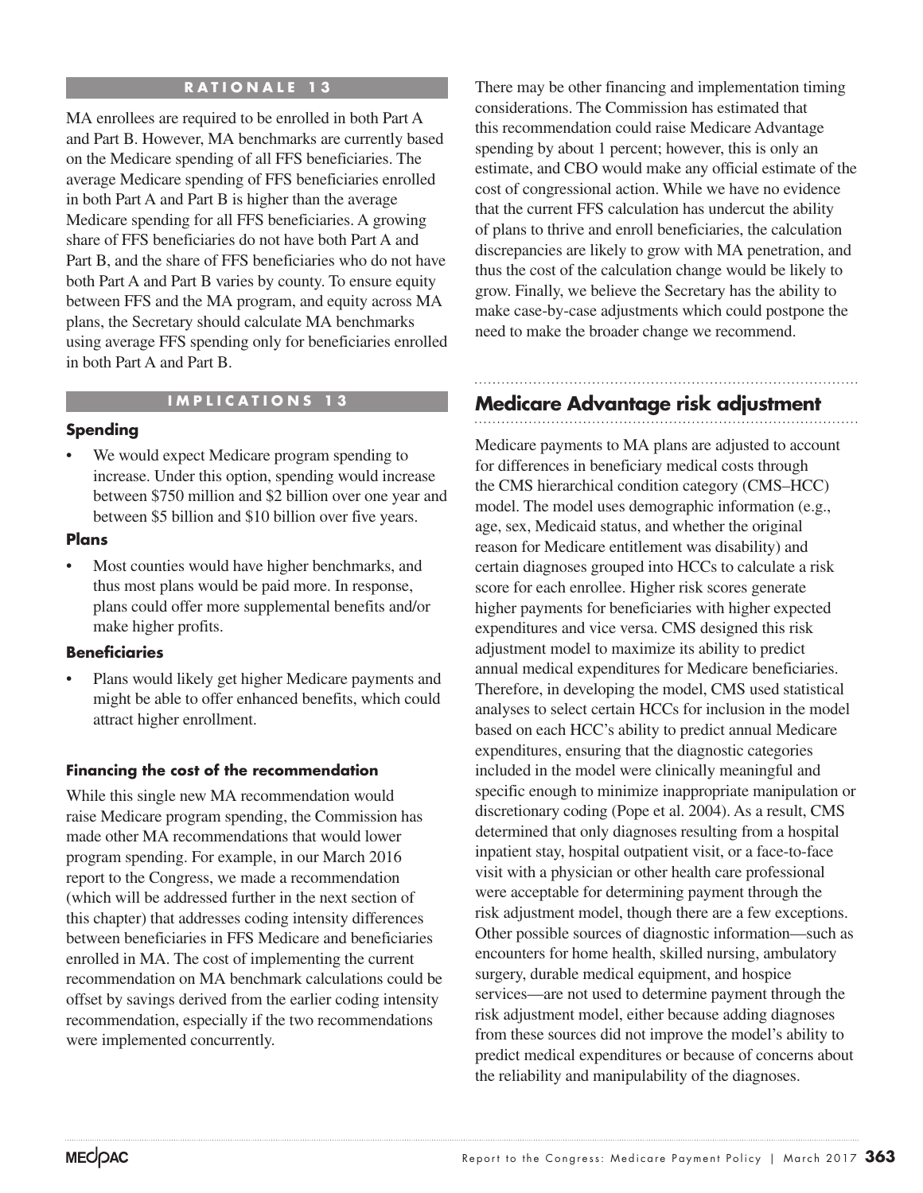### RATIONALE 13

MA enrollees are required to be enrolled in both Part A and Part B. However, MA benchmarks are currently based on the Medicare spending of all FFS beneficiaries. The average Medicare spending of FFS beneficiaries enrolled in both Part A and Part B is higher than the average Medicare spending for all FFS beneficiaries. A growing share of FFS beneficiaries do not have both Part A and Part B, and the share of FFS beneficiaries who do not have both Part A and Part B varies by county. To ensure equity between FFS and the MA program, and equity across MA plans, the Secretary should calculate MA benchmarks using average FFS spending only for beneficiaries enrolled in both Part A and Part B.

### IMPLICATIONS 13

**Spending**

- We would expect Medicare program spending to increase. Under this option, spending would increase between $750 million and $2 billion over one year and between $5 billion and $10 billion over five years.

**Plans**

- Most counties would have higher benchmarks, and thus most plans would be paid more. In response, plans could offer more supplemental benefits and/or make higher profits.

**Beneficiaries**

- Plans would likely get higher Medicare payments and might be able to offer enhanced benefits, which could attract higher enrollment.

#### Financing the cost of the recommendation

While this single new MA recommendation would raise Medicare program spending, the Commission has made other MA recommendations that would lower program spending. For example, in our March 2016 report to the Congress, we made a recommendation (which will be addressed further in the next section of this chapter) that addresses coding intensity differences between beneficiaries in FFS Medicare and beneficiaries enrolled in MA. The cost of implementing the current recommendation on MA benchmark calculations could be offset by savings derived from the earlier coding intensity recommendation, especially if the two recommendations were implemented concurrently.

There may be other financing and implementation timing considerations. The Commission has estimated that this recommendation could raise Medicare Advantage spending by about 1 percent; however, this is only an estimate, and CBO would make any official estimate of the cost of congressional action. While we have no evidence that the current FFS calculation has undercut the ability of plans to thrive and enroll beneficiaries, the calculation discrepancies are likely to grow with MA penetration, and thus the cost of the calculation change would be likely to grow. Finally, we believe the Secretary has the ability to make case-by-case adjustments which could postpone the need to make the broader change we recommend.

## Medicare Advantage risk adjustment

Medicare payments to MA plans are adjusted to account for differences in beneficiary medical costs through the CMS hierarchical condition category (CMS–HCC) model. The model uses demographic information (e.g., age, sex, Medicaid status, and whether the original reason for Medicare entitlement was disability) and certain diagnoses grouped into HCCs to calculate a risk score for each enrollee. Higher risk scores generate higher payments for beneficiaries with higher expected expenditures and vice versa. CMS designed this risk adjustment model to maximize its ability to predict annual medical expenditures for Medicare beneficiaries. Therefore, in developing the model, CMS used statistical analyses to select certain HCCs for inclusion in the model based on each HCC's ability to predict annual Medicare expenditures, ensuring that the diagnostic categories included in the model were clinically meaningful and specific enough to minimize inappropriate manipulation or discretionary coding (Pope et al. 2004). As a result, CMS determined that only diagnoses resulting from a hospital inpatient stay, hospital outpatient visit, or a face-to-face visit with a physician or other health care professional were acceptable for determining payment through the risk adjustment model, though there are a few exceptions. Other possible sources of diagnostic information—such as encounters for home health, skilled nursing, ambulatory surgery, durable medical equipment, and hospice services—are not used to determine payment through the risk adjustment model, either because adding diagnoses from these sources did not improve the model's ability to predict medical expenditures or because of concerns about the reliability and manipulability of the diagnoses.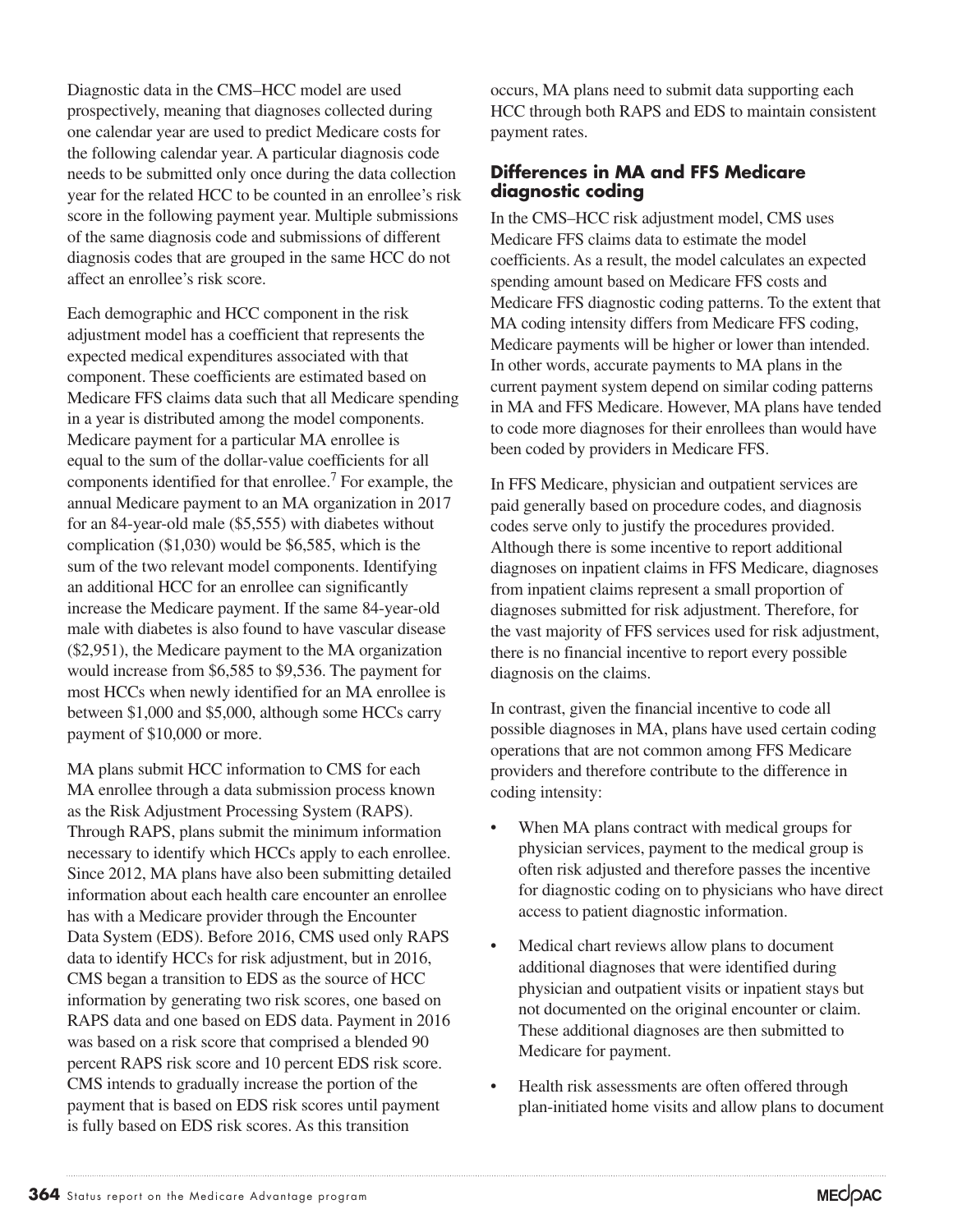Diagnostic data in the CMS–HCC model are used prospectively, meaning that diagnoses collected during one calendar year are used to predict Medicare costs for the following calendar year. A particular diagnosis code needs to be submitted only once during the data collection year for the related HCC to be counted in an enrollee's risk score in the following payment year. Multiple submissions of the same diagnosis code and submissions of different diagnosis codes that are grouped in the same HCC do not affect an enrollee's risk score.

Each demographic and HCC component in the risk adjustment model has a coefficient that represents the expected medical expenditures associated with that component. These coefficients are estimated based on Medicare FFS claims data such that all Medicare spending in a year is distributed among the model components. Medicare payment for a particular MA enrollee is equal to the sum of the dollar-value coefficients for all components identified for that enrollee.[7] For example, the annual Medicare payment to an MA organization in 2017 for an 84-year-old male ($5,555) with diabetes without complication ($1,030) would be $6,585, which is the sum of the two relevant model components. Identifying an additional HCC for an enrollee can significantly increase the Medicare payment. If the same 84-year-old male with diabetes is also found to have vascular disease ($2,951), the Medicare payment to the MA organization would increase from $6,585 to $9,536. The payment for most HCCs when newly identified for an MA enrollee is between $1,000 and $5,000, although some HCCs carry payment of $10,000 or more.

MA plans submit HCC information to CMS for each MA enrollee through a data submission process known as the Risk Adjustment Processing System (RAPS). Through RAPS, plans submit the minimum information necessary to identify which HCCs apply to each enrollee. Since 2012, MA plans have also been submitting detailed information about each health care encounter an enrollee has with a Medicare provider through the Encounter Data System (EDS). Before 2016, CMS used only RAPS data to identify HCCs for risk adjustment, but in 2016, CMS began a transition to EDS as the source of HCC information by generating two risk scores, one based on RAPS data and one based on EDS data. Payment in 2016 was based on a risk score that comprised a blended 90 percent RAPS risk score and 10 percent EDS risk score. CMS intends to gradually increase the portion of the payment that is based on EDS risk scores until payment is fully based on EDS risk scores. As this transition occurs, MA plans need to submit data supporting each HCC through both RAPS and EDS to maintain consistent payment rates.

### Differences in MA and FFS Medicare diagnostic coding

In the CMS–HCC risk adjustment model, CMS uses Medicare FFS claims data to estimate the model coefficients. As a result, the model calculates an expected spending amount based on Medicare FFS costs and Medicare FFS diagnostic coding patterns. To the extent that MA coding intensity differs from Medicare FFS coding, Medicare payments will be higher or lower than intended. In other words, accurate payments to MA plans in the current payment system depend on similar coding patterns in MA and FFS Medicare. However, MA plans have tended to code more diagnoses for their enrollees than would have been coded by providers in Medicare FFS.

In FFS Medicare, physician and outpatient services are paid generally based on procedure codes, and diagnosis codes serve only to justify the procedures provided. Although there is some incentive to report additional diagnoses on inpatient claims in FFS Medicare, diagnoses from inpatient claims represent a small proportion of diagnoses submitted for risk adjustment. Therefore, for the vast majority of FFS services used for risk adjustment, there is no financial incentive to report every possible diagnosis on the claims.

In contrast, given the financial incentive to code all possible diagnoses in MA, plans have used certain coding operations that are not common among FFS Medicare providers and therefore contribute to the difference in coding intensity:

- When MA plans contract with medical groups for physician services, payment to the medical group is often risk adjusted and therefore passes the incentive for diagnostic coding on to physicians who have direct access to patient diagnostic information.
- Medical chart reviews allow plans to document additional diagnoses that were identified during physician and outpatient visits or inpatient stays but not documented on the original encounter or claim. These additional diagnoses are then submitted to Medicare for payment.
- Health risk assessments are often offered through plan-initiated home visits and allow plans to document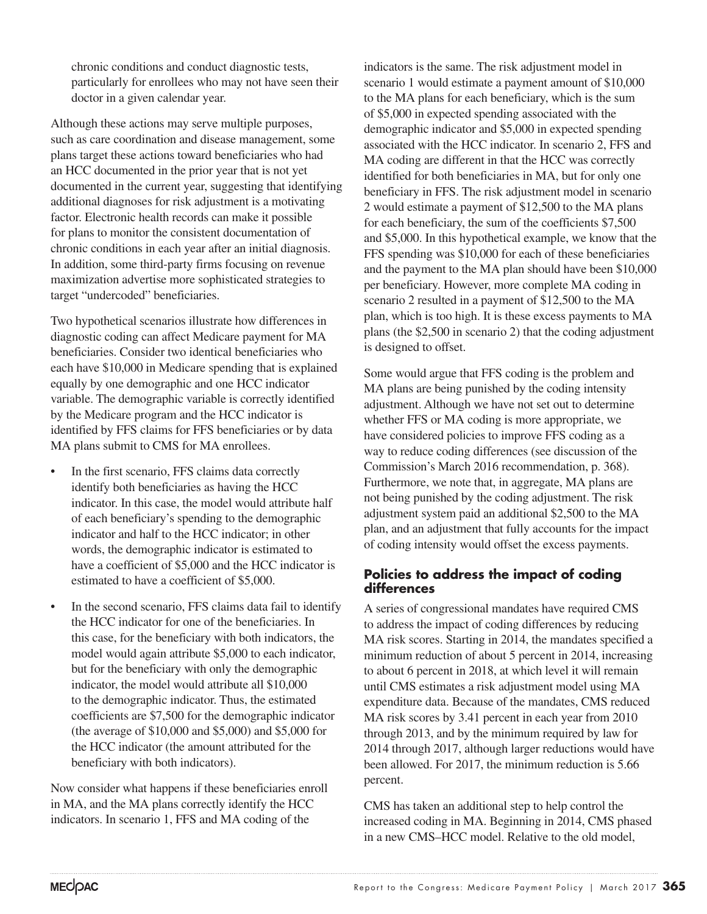chronic conditions and conduct diagnostic tests, particularly for enrollees who may not have seen their doctor in a given calendar year.

Although these actions may serve multiple purposes, such as care coordination and disease management, some plans target these actions toward beneficiaries who had an HCC documented in the prior year that is not yet documented in the current year, suggesting that identifying additional diagnoses for risk adjustment is a motivating factor. Electronic health records can make it possible for plans to monitor the consistent documentation of chronic conditions in each year after an initial diagnosis. In addition, some third-party firms focusing on revenue maximization advertise more sophisticated strategies to target "undercoded" beneficiaries.

Two hypothetical scenarios illustrate how differences in diagnostic coding can affect Medicare payment for MA beneficiaries. Consider two identical beneficiaries who each have $10,000 in Medicare spending that is explained equally by one demographic and one HCC indicator variable. The demographic variable is correctly identified by the Medicare program and the HCC indicator is identified by FFS claims for FFS beneficiaries or by data MA plans submit to CMS for MA enrollees.

- In the first scenario, FFS claims data correctly identify both beneficiaries as having the HCC indicator. In this case, the model would attribute half of each beneficiary's spending to the demographic indicator and half to the HCC indicator; in other words, the demographic indicator is estimated to have a coefficient of $5,000 and the HCC indicator is estimated to have a coefficient of $5,000.
- In the second scenario, FFS claims data fail to identify the HCC indicator for one of the beneficiaries. In this case, for the beneficiary with both indicators, the model would again attribute $5,000 to each indicator, but for the beneficiary with only the demographic indicator, the model would attribute all $10,000 to the demographic indicator. Thus, the estimated coefficients are $7,500 for the demographic indicator (the average of $10,000 and $5,000) and $5,000 for the HCC indicator (the amount attributed for the beneficiary with both indicators).

Now consider what happens if these beneficiaries enroll in MA, and the MA plans correctly identify the HCC indicators. In scenario 1, FFS and MA coding of the indicators is the same. The risk adjustment model in scenario 1 would estimate a payment amount of $10,000 to the MA plans for each beneficiary, which is the sum of $5,000 in expected spending associated with the demographic indicator and $5,000 in expected spending associated with the HCC indicator. In scenario 2, FFS and MA coding are different in that the HCC was correctly identified for both beneficiaries in MA, but for only one beneficiary in FFS. The risk adjustment model in scenario 2 would estimate a payment of $12,500 to the MA plans for each beneficiary, the sum of the coefficients $7,500 and $5,000. In this hypothetical example, we know that the FFS spending was $10,000 for each of these beneficiaries and the payment to the MA plan should have been $10,000 per beneficiary. However, more complete MA coding in scenario 2 resulted in a payment of $12,500 to the MA plan, which is too high. It is these excess payments to MA plans (the $2,500 in scenario 2) that the coding adjustment is designed to offset.

Some would argue that FFS coding is the problem and MA plans are being punished by the coding intensity adjustment. Although we have not set out to determine whether FFS or MA coding is more appropriate, we have considered policies to improve FFS coding as a way to reduce coding differences (see discussion of the Commission's March 2016 recommendation, p. 368). Furthermore, we note that, in aggregate, MA plans are not being punished by the coding adjustment. The risk adjustment system paid an additional $2,500 to the MA plan, and an adjustment that fully accounts for the impact of coding intensity would offset the excess payments.

## Policies to address the impact of coding differences

A series of congressional mandates have required CMS to address the impact of coding differences by reducing MA risk scores. Starting in 2014, the mandates specified a minimum reduction of about 5 percent in 2014, increasing to about 6 percent in 2018, at which level it will remain until CMS estimates a risk adjustment model using MA expenditure data. Because of the mandates, CMS reduced MA risk scores by 3.41 percent in each year from 2010 through 2013, and by the minimum required by law for 2014 through 2017, although larger reductions would have been allowed. For 2017, the minimum reduction is 5.66 percent.

CMS has taken an additional step to help control the increased coding in MA. Beginning in 2014, CMS phased in a new CMS–HCC model. Relative to the old model,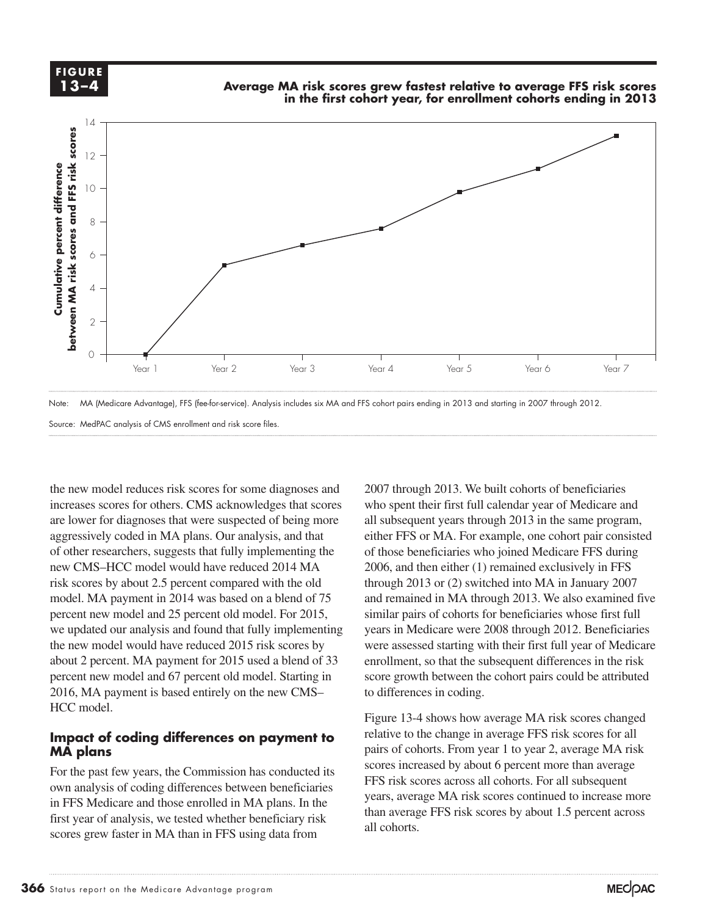**FIGURE 13–4**

**Average MA risk scores grew fastest relative to average FFS risk scores in the first cohort year, for enrollment cohorts ending in 2013**

Note: MA (Medicare Advantage), FFS (fee-for-service). Analysis includes six MA and FFS cohort pairs ending in 2013 and starting in 2007 through 2012.

Source: MedPAC analysis of CMS enrollment and risk score files.

the new model reduces risk scores for some diagnoses and increases scores for others. CMS acknowledges that scores are lower for diagnoses that were suspected of being more aggressively coded in MA plans. Our analysis, and that of other researchers, suggests that fully implementing the new CMS–HCC model would have reduced 2014 MA risk scores by about 2.5 percent compared with the old model. MA payment in 2014 was based on a blend of 75 percent new model and 25 percent old model. For 2015, we updated our analysis and found that fully implementing the new model would have reduced 2015 risk scores by about 2 percent. MA payment for 2015 used a blend of 33 percent new model and 67 percent old model. Starting in 2016, MA payment is based entirely on the new CMS–HCC model.

## Impact of coding differences on payment to MA plans

For the past few years, the Commission has conducted its own analysis of coding differences between beneficiaries in FFS Medicare and those enrolled in MA plans. In the first year of analysis, we tested whether beneficiary risk scores grew faster in MA than in FFS using data from 2007 through 2013. We built cohorts of beneficiaries who spent their first full calendar year of Medicare and all subsequent years through 2013 in the same program, either FFS or MA. For example, one cohort pair consisted of those beneficiaries who joined Medicare FFS during 2006, and then either (1) remained exclusively in FFS through 2013 or (2) switched into MA in January 2007 and remained in MA through 2013. We also examined five similar pairs of cohorts for beneficiaries whose first full years in Medicare were 2008 through 2012. Beneficiaries were assessed starting with their first full year of Medicare enrollment, so that the subsequent differences in the risk score growth between the cohort pairs could be attributed to differences in coding.

Figure 13-4 shows how average MA risk scores changed relative to the change in average FFS risk scores for all pairs of cohorts. From year 1 to year 2, average MA risk scores increased by about 6 percent more than average FFS risk scores across all cohorts. For all subsequent years, average MA risk scores continued to increase more than average FFS risk scores by about 1.5 percent across all cohorts.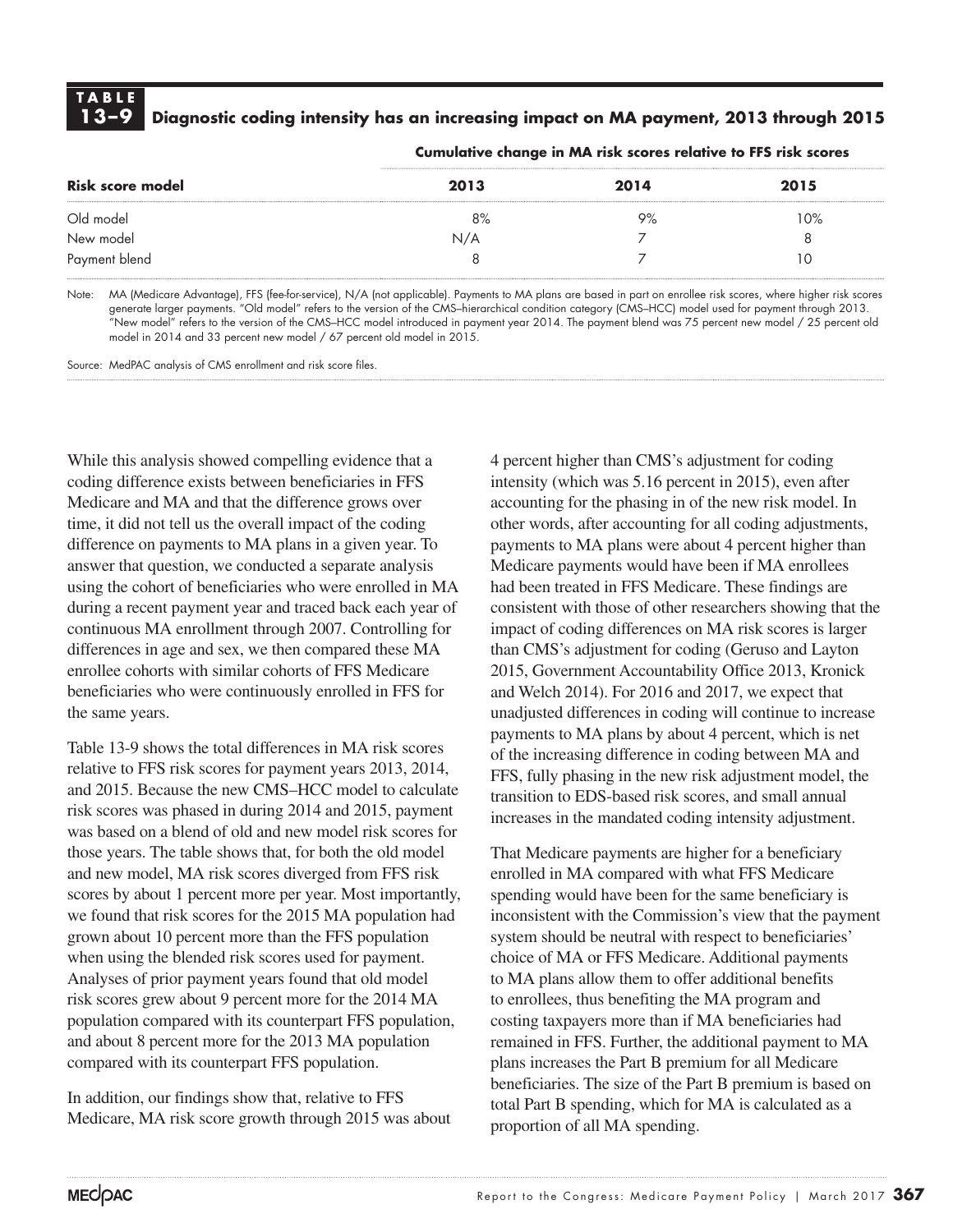**TABLE 13–9 Diagnostic coding intensity has an increasing impact on MA payment, 2013 through 2015**

| Risk score model | Cumulative change in MA risk scores relative to FFS risk scores | | |
|---|---|---|---|
| | 2013 | 2014 | 2015 |
| Old model | 8% | 9% | 10% |
| New model | N/A | 7 | 8 |
| Payment blend | 8 | 7 | 10 |

Note: MA (Medicare Advantage), FFS (fee-for-service), N/A (not applicable). Payments to MA plans are based in part on enrollee risk scores, where higher risk scores generate larger payments. "Old model" refers to the version of the CMS–hierarchical condition category (CMS–HCC) model used for payment through 2013. "New model" refers to the version of the CMS–HCC model introduced in payment year 2014. The payment blend was 75 percent new model / 25 percent old model in 2014 and 33 percent new model / 67 percent old model in 2015.

Source: MedPAC analysis of CMS enrollment and risk score files.

While this analysis showed compelling evidence that a coding difference exists between beneficiaries in FFS Medicare and MA and that the difference grows over time, it did not tell us the overall impact of the coding difference on payments to MA plans in a given year. To answer that question, we conducted a separate analysis using the cohort of beneficiaries who were enrolled in MA during a recent payment year and traced back each year of continuous MA enrollment through 2007. Controlling for differences in age and sex, we then compared these MA enrollee cohorts with similar cohorts of FFS Medicare beneficiaries who were continuously enrolled in FFS for the same years.

Table 13-9 shows the total differences in MA risk scores relative to FFS risk scores for payment years 2013, 2014, and 2015. Because the new CMS–HCC model to calculate risk scores was phased in during 2014 and 2015, payment was based on a blend of old and new model risk scores for those years. The table shows that, for both the old model and new model, MA risk scores diverged from FFS risk scores by about 1 percent more per year. Most importantly, we found that risk scores for the 2015 MA population had grown about 10 percent more than the FFS population when using the blended risk scores used for payment. Analyses of prior payment years found that old model risk scores grew about 9 percent more for the 2014 MA population compared with its counterpart FFS population, and about 8 percent more for the 2013 MA population compared with its counterpart FFS population.

In addition, our findings show that, relative to FFS Medicare, MA risk score growth through 2015 was about 4 percent higher than CMS's adjustment for coding intensity (which was 5.16 percent in 2015), even after accounting for the phasing in of the new risk model. In other words, after accounting for all coding adjustments, payments to MA plans were about 4 percent higher than Medicare payments would have been if MA enrollees had been treated in FFS Medicare. These findings are consistent with those of other researchers showing that the impact of coding differences on MA risk scores is larger than CMS's adjustment for coding (Geruso and Layton 2015, Government Accountability Office 2013, Kronick and Welch 2014). For 2016 and 2017, we expect that unadjusted differences in coding will continue to increase payments to MA plans by about 4 percent, which is net of the increasing difference in coding between MA and FFS, fully phasing in the new risk adjustment model, the transition to EDS-based risk scores, and small annual increases in the mandated coding intensity adjustment.

That Medicare payments are higher for a beneficiary enrolled in MA compared with what FFS Medicare spending would have been for the same beneficiary is inconsistent with the Commission's view that the payment system should be neutral with respect to beneficiaries' choice of MA or FFS Medicare. Additional payments to MA plans allow them to offer additional benefits to enrollees, thus benefiting the MA program and costing taxpayers more than if MA beneficiaries had remained in FFS. Further, the additional payment to MA plans increases the Part B premium for all Medicare beneficiaries. The size of the Part B premium is based on total Part B spending, which for MA is calculated as a proportion of all MA spending.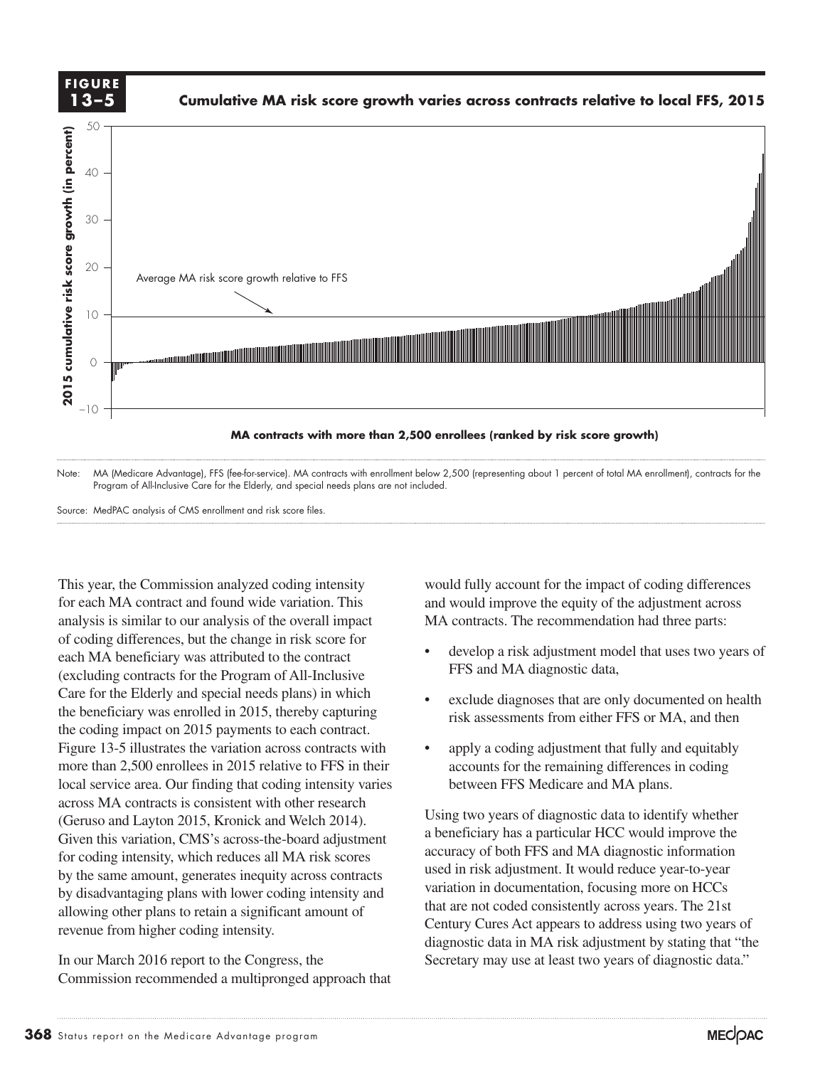**FIGURE 13–5**

**Cumulative MA risk score growth varies across contracts relative to local FFS, 2015**

Note: MA (Medicare Advantage), FFS (fee-for-service). MA contracts with enrollment below 2,500 (representing about 1 percent of total MA enrollment), contracts for the Program of All-Inclusive Care for the Elderly, and special needs plans are not included.

Source: MedPAC analysis of CMS enrollment and risk score files.

This year, the Commission analyzed coding intensity for each MA contract and found wide variation. This analysis is similar to our analysis of the overall impact of coding differences, but the change in risk score for each MA beneficiary was attributed to the contract (excluding contracts for the Program of All-Inclusive Care for the Elderly and special needs plans) in which the beneficiary was enrolled in 2015, thereby capturing the coding impact on 2015 payments to each contract. Figure 13-5 illustrates the variation across contracts with more than 2,500 enrollees in 2015 relative to FFS in their local service area. Our finding that coding intensity varies across MA contracts is consistent with other research (Geruso and Layton 2015, Kronick and Welch 2014). Given this variation, CMS's across-the-board adjustment for coding intensity, which reduces all MA risk scores by the same amount, generates inequity across contracts by disadvantaging plans with lower coding intensity and allowing other plans to retain a significant amount of revenue from higher coding intensity.

In our March 2016 report to the Congress, the Commission recommended a multipronged approach that would fully account for the impact of coding differences and would improve the equity of the adjustment across MA contracts. The recommendation had three parts:

- develop a risk adjustment model that uses two years of FFS and MA diagnostic data,
- exclude diagnoses that are only documented on health risk assessments from either FFS or MA, and then
- apply a coding adjustment that fully and equitably accounts for the remaining differences in coding between FFS Medicare and MA plans.

Using two years of diagnostic data to identify whether a beneficiary has a particular HCC would improve the accuracy of both FFS and MA diagnostic information used in risk adjustment. It would reduce year-to-year variation in documentation, focusing more on HCCs that are not coded consistently across years. The 21st Century Cures Act appears to address using two years of diagnostic data in MA risk adjustment by stating that "the Secretary may use at least two years of diagnostic data."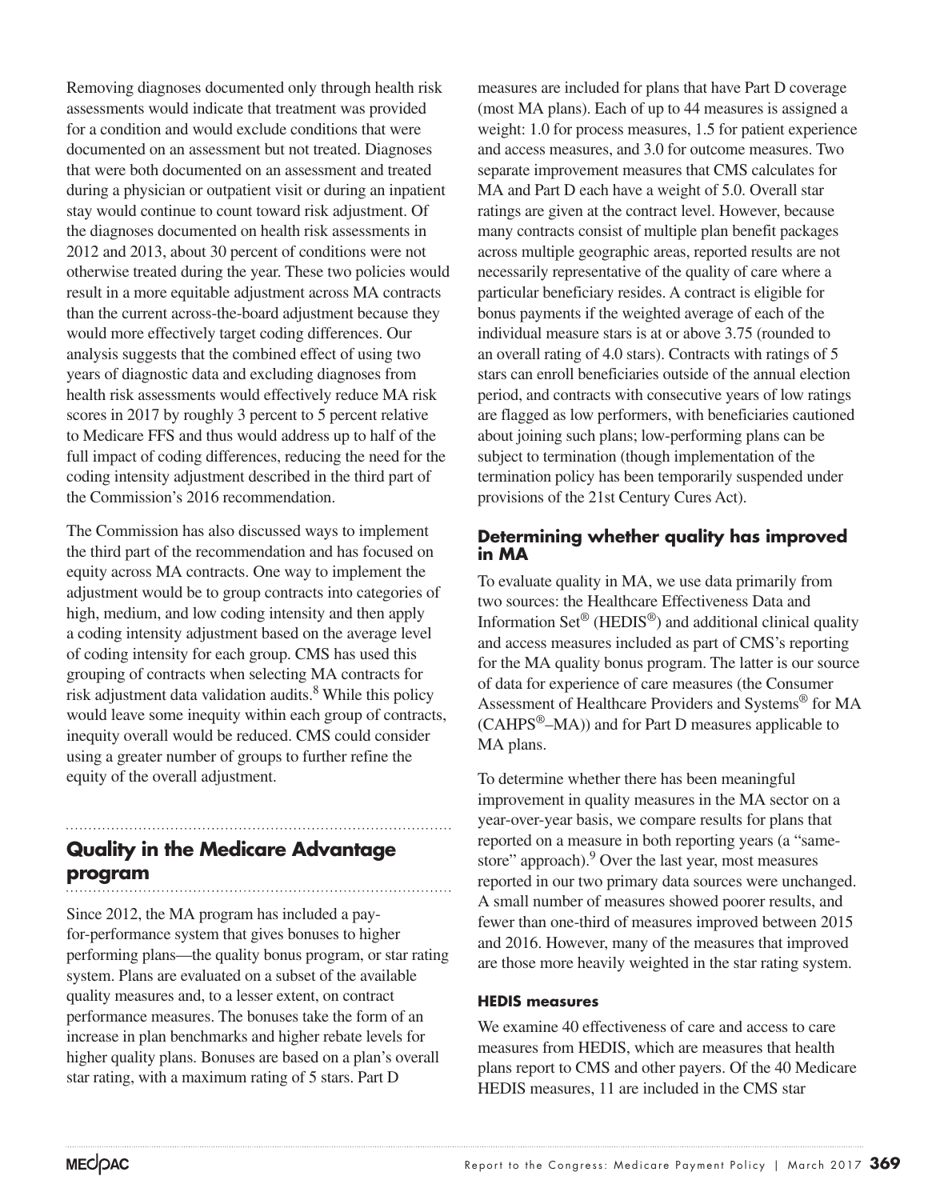Removing diagnoses documented only through health risk assessments would indicate that treatment was provided for a condition and would exclude conditions that were documented on an assessment but not treated. Diagnoses that were both documented on an assessment and treated during a physician or outpatient visit or during an inpatient stay would continue to count toward risk adjustment. Of the diagnoses documented on health risk assessments in 2012 and 2013, about 30 percent of conditions were not otherwise treated during the year. These two policies would result in a more equitable adjustment across MA contracts than the current across-the-board adjustment because they would more effectively target coding differences. Our analysis suggests that the combined effect of using two years of diagnostic data and excluding diagnoses from health risk assessments would effectively reduce MA risk scores in 2017 by roughly 3 percent to 5 percent relative to Medicare FFS and thus would address up to half of the full impact of coding differences, reducing the need for the coding intensity adjustment described in the third part of the Commission's 2016 recommendation.

The Commission has also discussed ways to implement the third part of the recommendation and has focused on equity across MA contracts. One way to implement the adjustment would be to group contracts into categories of high, medium, and low coding intensity and then apply a coding intensity adjustment based on the average level of coding intensity for each group. CMS has used this grouping of contracts when selecting MA contracts for risk adjustment data validation audits.[8] While this policy would leave some inequity within each group of contracts, inequity overall would be reduced. CMS could consider using a greater number of groups to further refine the equity of the overall adjustment.

## Quality in the Medicare Advantage program

Since 2012, the MA program has included a pay-for-performance system that gives bonuses to higher performing plans—the quality bonus program, or star rating system. Plans are evaluated on a subset of the available quality measures and, to a lesser extent, on contract performance measures. The bonuses take the form of an increase in plan benchmarks and higher rebate levels for higher quality plans. Bonuses are based on a plan's overall star rating, with a maximum rating of 5 stars. Part D measures are included for plans that have Part D coverage (most MA plans). Each of up to 44 measures is assigned a weight: 1.0 for process measures, 1.5 for patient experience and access measures, and 3.0 for outcome measures. Two separate improvement measures that CMS calculates for MA and Part D each have a weight of 5.0. Overall star ratings are given at the contract level. However, because many contracts consist of multiple plan benefit packages across multiple geographic areas, reported results are not necessarily representative of the quality of care where a particular beneficiary resides. A contract is eligible for bonus payments if the weighted average of each of the individual measure stars is at or above 3.75 (rounded to an overall rating of 4.0 stars). Contracts with ratings of 5 stars can enroll beneficiaries outside of the annual election period, and contracts with consecutive years of low ratings are flagged as low performers, with beneficiaries cautioned about joining such plans; low-performing plans can be subject to termination (though implementation of the termination policy has been temporarily suspended under provisions of the 21st Century Cures Act).

### Determining whether quality has improved in MA

To evaluate quality in MA, we use data primarily from two sources: the Healthcare Effectiveness Data and Information Set® (HEDIS®) and additional clinical quality and access measures included as part of CMS's reporting for the MA quality bonus program. The latter is our source of data for experience of care measures (the Consumer Assessment of Healthcare Providers and Systems® for MA (CAHPS®–MA)) and for Part D measures applicable to MA plans.

To determine whether there has been meaningful improvement in quality measures in the MA sector on a year-over-year basis, we compare results for plans that reported on a measure in both reporting years (a "same-store" approach).[9] Over the last year, most measures reported in our two primary data sources were unchanged. A small number of measures showed poorer results, and fewer than one-third of measures improved between 2015 and 2016. However, many of the measures that improved are those more heavily weighted in the star rating system.

#### HEDIS measures

We examine 40 effectiveness of care and access to care measures from HEDIS, which are measures that health plans report to CMS and other payers. Of the 40 Medicare HEDIS measures, 11 are included in the CMS star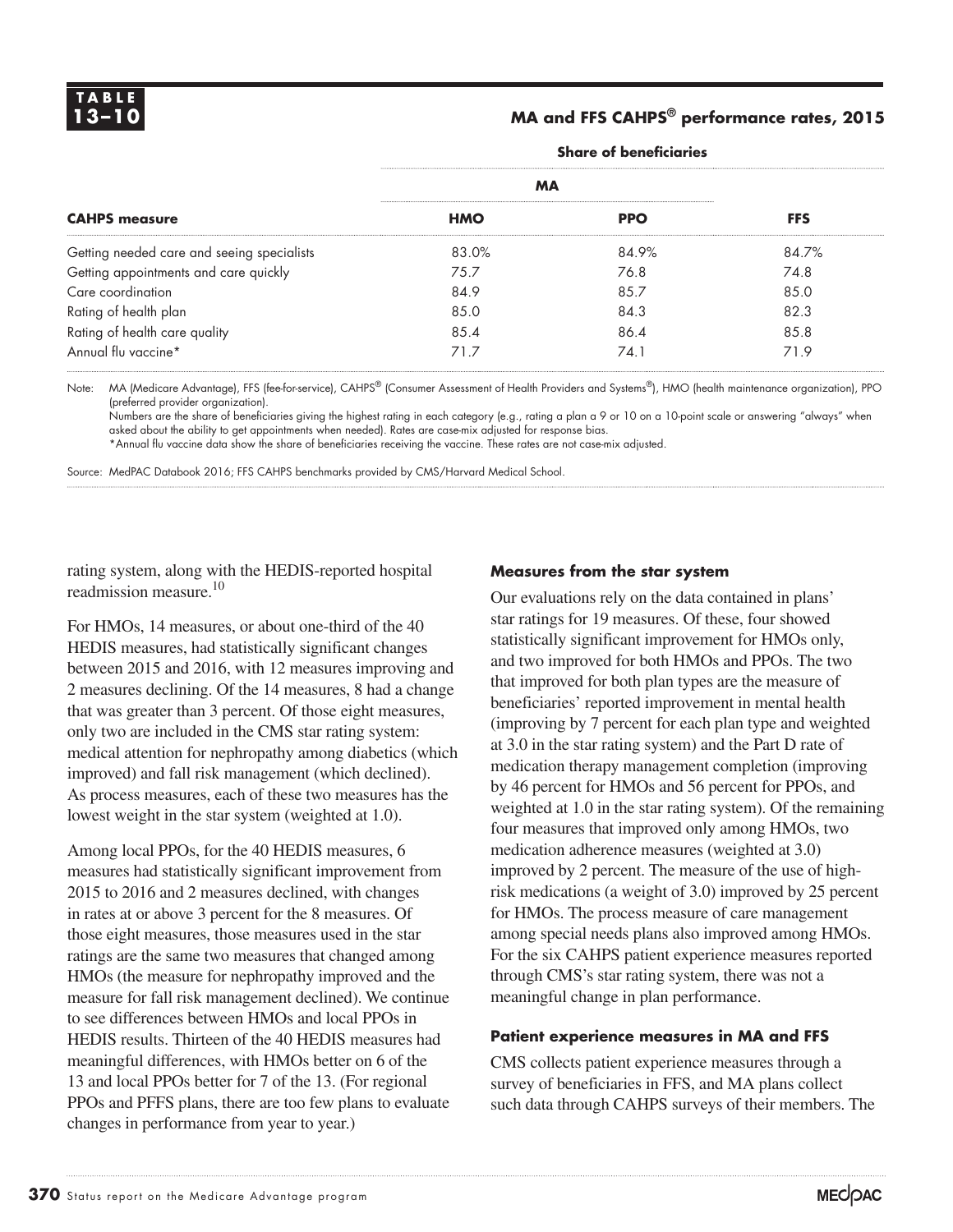**TABLE 13–10**

**MA and FFS CAHPS® performance rates, 2015**

| | Share of beneficiaries | | |
|---|---|---|---|
| | MA | | |
| **CAHPS measure** | **HMO** | **PPO** | **FFS** |
| Getting needed care and seeing specialists | 83.0% | 84.9% | 84.7% |
| Getting appointments and care quickly | 75.7 | 76.8 | 74.8 |
| Care coordination | 84.9 | 85.7 | 85.0 |
| Rating of health plan | 85.0 | 84.3 | 82.3 |
| Rating of health care quality | 85.4 | 86.4 | 85.8 |
| Annual flu vaccine* | 71.7 | 74.1 | 71.9 |

Note: MA (Medicare Advantage), FFS (fee-for-service), CAHPS® (Consumer Assessment of Health Providers and Systems®), HMO (health maintenance organization), PPO (preferred provider organization).
Numbers are the share of beneficiaries giving the highest rating in each category (e.g., rating a plan a 9 or 10 on a 10-point scale or answering "always" when asked about the ability to get appointments when needed). Rates are case-mix adjusted for response bias.
*Annual flu vaccine data show the share of beneficiaries receiving the vaccine. These rates are not case-mix adjusted.

Source: MedPAC Databook 2016; FFS CAHPS benchmarks provided by CMS/Harvard Medical School.

rating system, along with the HEDIS-reported hospital readmission measure.[10]

For HMOs, 14 measures, or about one-third of the 40 HEDIS measures, had statistically significant changes between 2015 and 2016, with 12 measures improving and 2 measures declining. Of the 14 measures, 8 had a change that was greater than 3 percent. Of those eight measures, only two are included in the CMS star rating system: medical attention for nephropathy among diabetics (which improved) and fall risk management (which declined). As process measures, each of these two measures has the lowest weight in the star system (weighted at 1.0).

Among local PPOs, for the 40 HEDIS measures, 6 measures had statistically significant improvement from 2015 to 2016 and 2 measures declined, with changes in rates at or above 3 percent for the 8 measures. Of those eight measures, those measures used in the star ratings are the same two measures that changed among HMOs (the measure for nephropathy improved and the measure for fall risk management declined). We continue to see differences between HMOs and local PPOs in HEDIS results. Thirteen of the 40 HEDIS measures had meaningful differences, with HMOs better on 6 of the 13 and local PPOs better for 7 of the 13. (For regional PPOs and PFFS plans, there are too few plans to evaluate changes in performance from year to year.)

#### Measures from the star system

Our evaluations rely on the data contained in plans' star ratings for 19 measures. Of these, four showed statistically significant improvement for HMOs only, and two improved for both HMOs and PPOs. The two that improved for both plan types are the measure of beneficiaries' reported improvement in mental health (improving by 7 percent for each plan type and weighted at 3.0 in the star rating system) and the Part D rate of medication therapy management completion (improving by 46 percent for HMOs and 56 percent for PPOs, and weighted at 1.0 in the star rating system). Of the remaining four measures that improved only among HMOs, two medication adherence measures (weighted at 3.0) improved by 2 percent. The measure of the use of high-risk medications (a weight of 3.0) improved by 25 percent for HMOs. The process measure of care management among special needs plans also improved among HMOs. For the six CAHPS patient experience measures reported through CMS's star rating system, there was not a meaningful change in plan performance.

#### Patient experience measures in MA and FFS

CMS collects patient experience measures through a survey of beneficiaries in FFS, and MA plans collect such data through CAHPS surveys of their members. The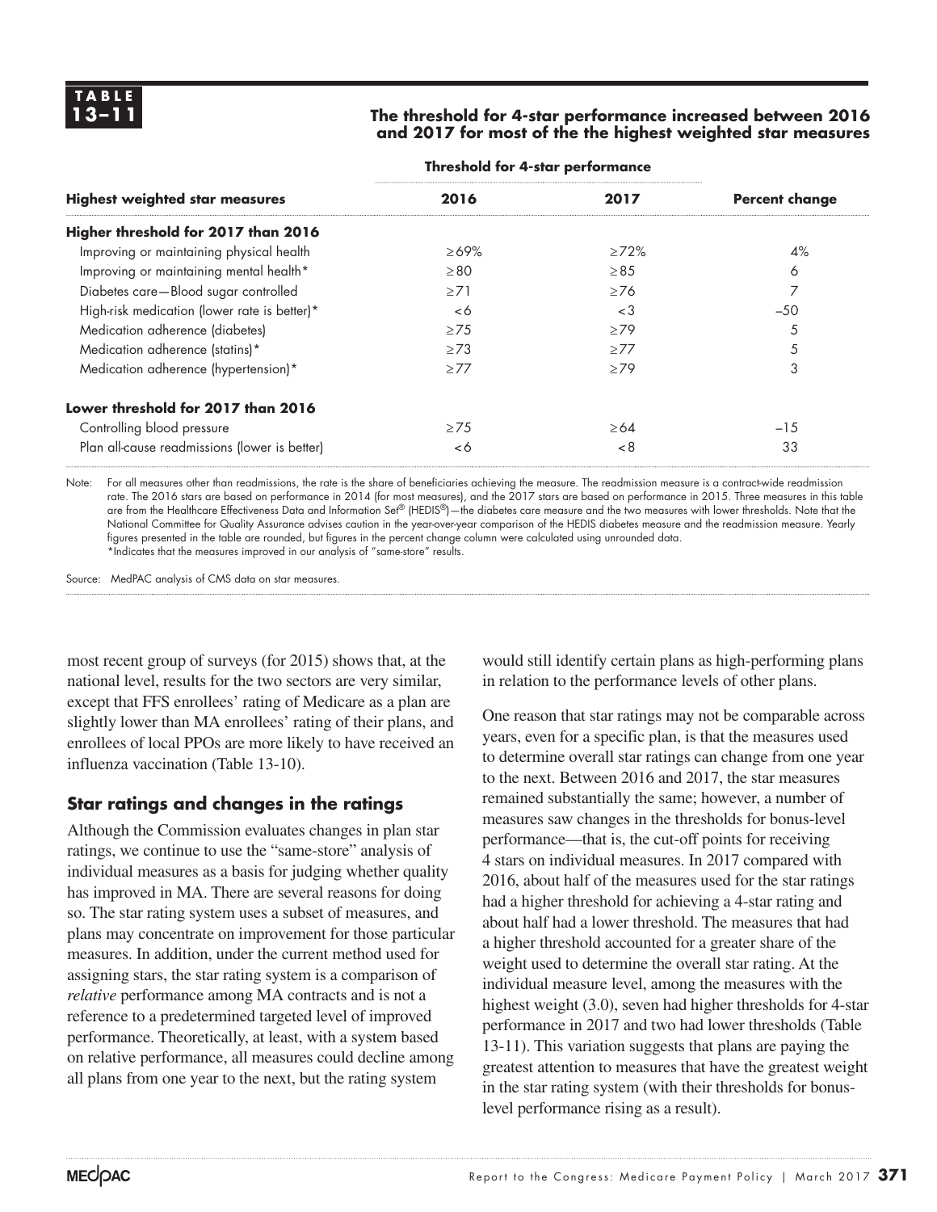**TABLE 13–11**

**The threshold for 4-star performance increased between 2016 and 2017 for most of the the highest weighted star measures**

| Highest weighted star measures | Threshold for 4-star performance 2016 | 2017 | Percent change |
|---|---|---|---|
| **Higher threshold for 2017 than 2016** | | | |
| Improving or maintaining physical health | ≥69% | ≥72% | 4% |
| Improving or maintaining mental health* | ≥80 | ≥85 | 6 |
| Diabetes care—Blood sugar controlled | ≥71 | ≥76 | 7 |
| High-risk medication (lower rate is better)* | <6 | <3 | –50 |
| Medication adherence (diabetes) | ≥75 | ≥79 | 5 |
| Medication adherence (statins)* | ≥73 | ≥77 | 5 |
| Medication adherence (hypertension)* | ≥77 | ≥79 | 3 |
| **Lower threshold for 2017 than 2016** | | | |
| Controlling blood pressure | ≥75 | ≥64 | –15 |
| Plan all-cause readmissions (lower is better) | <6 | <8 | 33 |

Note: For all measures other than readmissions, the rate is the share of beneficiaries achieving the measure. The readmission measure is a contract-wide readmission rate. The 2016 stars are based on performance in 2014 (for most measures), and the 2017 stars are based on performance in 2015. Three measures in this table are from the Healthcare Effectiveness Data and Information Set® (HEDIS®)—the diabetes care measure and the two measures with lower thresholds. Note that the National Committee for Quality Assurance advises caution in the year-over-year comparison of the HEDIS diabetes measure and the readmission measure. Yearly figures presented in the table are rounded, but figures in the percent change column were calculated using unrounded data.
*Indicates that the measures improved in our analysis of "same-store" results.

Source: MedPAC analysis of CMS data on star measures.

most recent group of surveys (for 2015) shows that, at the national level, results for the two sectors are very similar, except that FFS enrollees' rating of Medicare as a plan are slightly lower than MA enrollees' rating of their plans, and enrollees of local PPOs are more likely to have received an influenza vaccination (Table 13-10).

## Star ratings and changes in the ratings

Although the Commission evaluates changes in plan star ratings, we continue to use the "same-store" analysis of individual measures as a basis for judging whether quality has improved in MA. There are several reasons for doing so. The star rating system uses a subset of measures, and plans may concentrate on improvement for those particular measures. In addition, under the current method used for assigning stars, the star rating system is a comparison of *relative* performance among MA contracts and is not a reference to a predetermined targeted level of improved performance. Theoretically, at least, with a system based on relative performance, all measures could decline among all plans from one year to the next, but the rating system would still identify certain plans as high-performing plans in relation to the performance levels of other plans.

One reason that star ratings may not be comparable across years, even for a specific plan, is that the measures used to determine overall star ratings can change from one year to the next. Between 2016 and 2017, the star measures remained substantially the same; however, a number of measures saw changes in the thresholds for bonus-level performance—that is, the cut-off points for receiving 4 stars on individual measures. In 2017 compared with 2016, about half of the measures used for the star ratings had a higher threshold for achieving a 4-star rating and about half had a lower threshold. The measures that had a higher threshold accounted for a greater share of the weight used to determine the overall star rating. At the individual measure level, among the measures with the highest weight (3.0), seven had higher thresholds for 4-star performance in 2017 and two had lower thresholds (Table 13-11). This variation suggests that plans are paying the greatest attention to measures that have the greatest weight in the star rating system (with their thresholds for bonus-level performance rising as a result).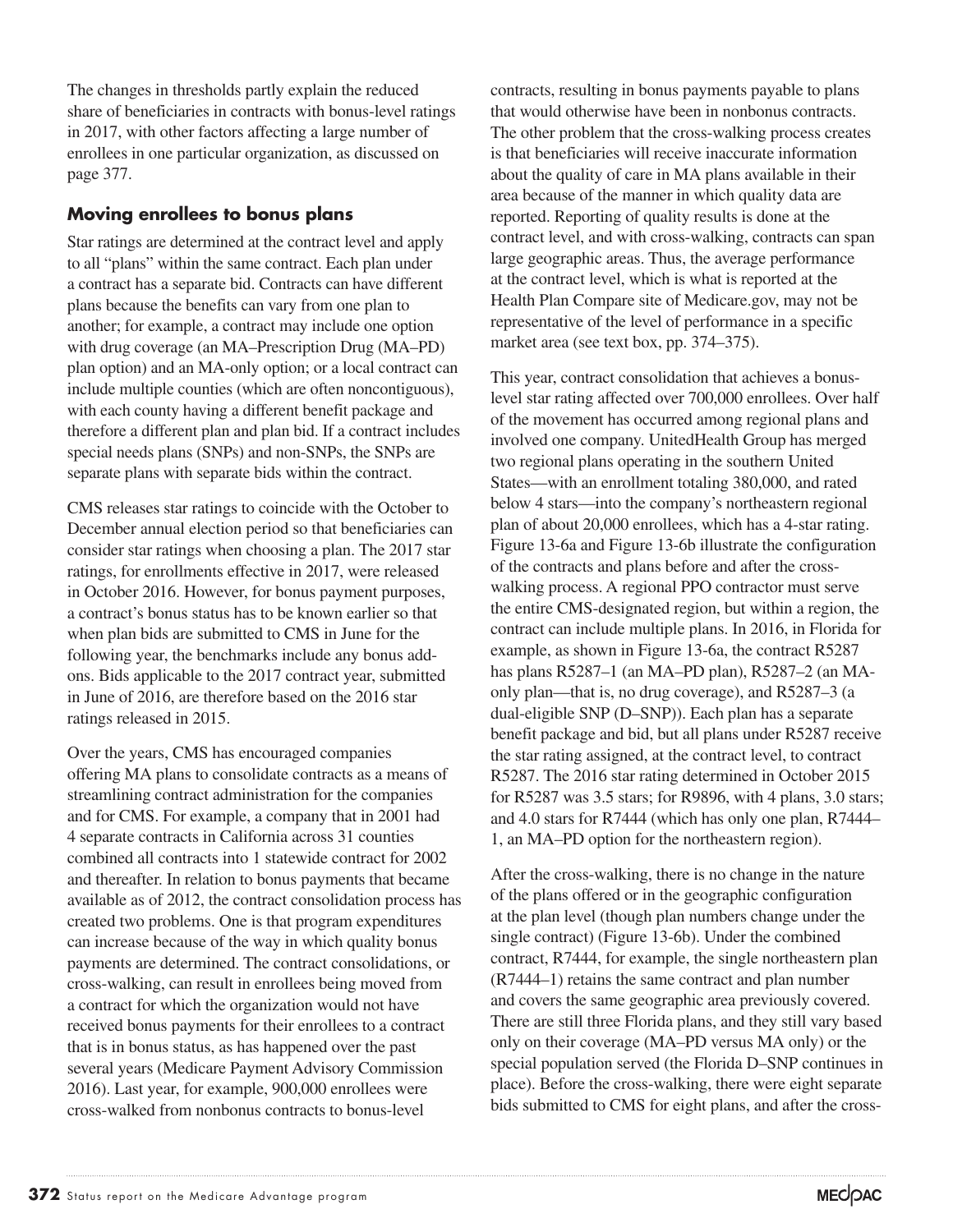The changes in thresholds partly explain the reduced share of beneficiaries in contracts with bonus-level ratings in 2017, with other factors affecting a large number of enrollees in one particular organization, as discussed on page 377.

### Moving enrollees to bonus plans

Star ratings are determined at the contract level and apply to all "plans" within the same contract. Each plan under a contract has a separate bid. Contracts can have different plans because the benefits can vary from one plan to another; for example, a contract may include one option with drug coverage (an MA–Prescription Drug (MA–PD) plan option) and an MA-only option; or a local contract can include multiple counties (which are often noncontiguous), with each county having a different benefit package and therefore a different plan and plan bid. If a contract includes special needs plans (SNPs) and non-SNPs, the SNPs are separate plans with separate bids within the contract.

CMS releases star ratings to coincide with the October to December annual election period so that beneficiaries can consider star ratings when choosing a plan. The 2017 star ratings, for enrollments effective in 2017, were released in October 2016. However, for bonus payment purposes, a contract's bonus status has to be known earlier so that when plan bids are submitted to CMS in June for the following year, the benchmarks include any bonus add-ons. Bids applicable to the 2017 contract year, submitted in June of 2016, are therefore based on the 2016 star ratings released in 2015.

Over the years, CMS has encouraged companies offering MA plans to consolidate contracts as a means of streamlining contract administration for the companies and for CMS. For example, a company that in 2001 had 4 separate contracts in California across 31 counties combined all contracts into 1 statewide contract for 2002 and thereafter. In relation to bonus payments that became available as of 2012, the contract consolidation process has created two problems. One is that program expenditures can increase because of the way in which quality bonus payments are determined. The contract consolidations, or cross-walking, can result in enrollees being moved from a contract for which the organization would not have received bonus payments for their enrollees to a contract that is in bonus status, as has happened over the past several years (Medicare Payment Advisory Commission 2016). Last year, for example, 900,000 enrollees were cross-walked from nonbonus contracts to bonus-level contracts, resulting in bonus payments payable to plans that would otherwise have been in nonbonus contracts. The other problem that the cross-walking process creates is that beneficiaries will receive inaccurate information about the quality of care in MA plans available in their area because of the manner in which quality data are reported. Reporting of quality results is done at the contract level, and with cross-walking, contracts can span large geographic areas. Thus, the average performance at the contract level, which is what is reported at the Health Plan Compare site of Medicare.gov, may not be representative of the level of performance in a specific market area (see text box, pp. 374–375).

This year, contract consolidation that achieves a bonus-level star rating affected over 700,000 enrollees. Over half of the movement has occurred among regional plans and involved one company. UnitedHealth Group has merged two regional plans operating in the southern United States—with an enrollment totaling 380,000, and rated below 4 stars—into the company's northeastern regional plan of about 20,000 enrollees, which has a 4-star rating. Figure 13-6a and Figure 13-6b illustrate the configuration of the contracts and plans before and after the cross-walking process. A regional PPO contractor must serve the entire CMS-designated region, but within a region, the contract can include multiple plans. In 2016, in Florida for example, as shown in Figure 13-6a, the contract R5287 has plans R5287–1 (an MA–PD plan), R5287–2 (an MA-only plan—that is, no drug coverage), and R5287–3 (a dual-eligible SNP (D–SNP)). Each plan has a separate benefit package and bid, but all plans under R5287 receive the star rating assigned, at the contract level, to contract R5287. The 2016 star rating determined in October 2015 for R5287 was 3.5 stars; for R9896, with 4 plans, 3.0 stars; and 4.0 stars for R7444 (which has only one plan, R7444–1, an MA–PD option for the northeastern region).

After the cross-walking, there is no change in the nature of the plans offered or in the geographic configuration at the plan level (though plan numbers change under the single contract) (Figure 13-6b). Under the combined contract, R7444, for example, the single northeastern plan (R7444–1) retains the same contract and plan number and covers the same geographic area previously covered. There are still three Florida plans, and they still vary based only on their coverage (MA–PD versus MA only) or the special population served (the Florida D–SNP continues in place). Before the cross-walking, there were eight separate bids submitted to CMS for eight plans, and after the cross-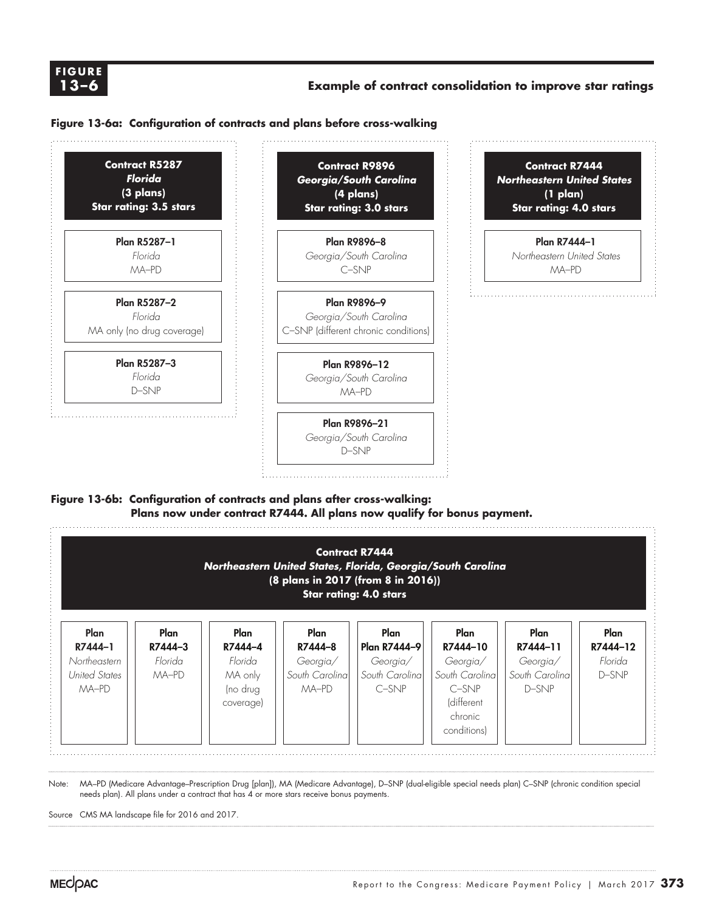**FIGURE 13–6**

## Example of contract consolidation to improve star ratings

**Figure 13-6a: Configuration of contracts and plans before cross-walking**

**Contract R5287**
***Florida***
**(3 plans)**
**Star rating: 3.5 stars**

- **Plan R5287–1** — *Florida* — MA–PD
- **Plan R5287–2** — *Florida* — MA only (no drug coverage)
- **Plan R5287–3** — *Florida* — D–SNP

**Contract R9896**
***Georgia/South Carolina***
**(4 plans)**
**Star rating: 3.0 stars**

- **Plan R9896–8** — *Georgia/South Carolina* — C–SNP
- **Plan R9896–9** — *Georgia/South Carolina* — C–SNP (different chronic conditions)
- **Plan R9896–12** — *Georgia/South Carolina* — MA–PD
- **Plan R9896–21** — *Georgia/South Carolina* — D–SNP

**Contract R7444**
***Northeastern United States***
**(1 plan)**
**Star rating: 4.0 stars**

- **Plan R7444–1** — *Northeastern United States* — MA–PD

**Figure 13-6b: Configuration of contracts and plans after cross-walking: Plans now under contract R7444. All plans now qualify for bonus payment.**

**Contract R7444**
***Northeastern United States, Florida, Georgia/South Carolina***
**(8 plans in 2017 (from 8 in 2016))**
**Star rating: 4.0 stars**

| Plan R7444–1 | Plan R7444–3 | Plan R7444–4 | Plan R7444–8 | Plan Plan R7444–9 | Plan R7444–10 | Plan R7444–11 | Plan R7444–12 |
|---|---|---|---|---|---|---|---|
| *Northeastern United States* | *Florida* | *Florida* | *Georgia/ South Carolina* | *Georgia/ South Carolina* | *Georgia/ South Carolina* | *Georgia/ South Carolina* | *Florida* |
| MA–PD | MA–PD | MA only (no drug coverage) | MA–PD | C–SNP | C–SNP (different chronic conditions) | D–SNP | D–SNP |

Note: MA–PD (Medicare Advantage–Prescription Drug [plan]), MA (Medicare Advantage), D–SNP (dual-eligible special needs plan) C–SNP (chronic condition special needs plan). All plans under a contract that has 4 or more stars receive bonus payments.

Source CMS MA landscape file for 2016 and 2017.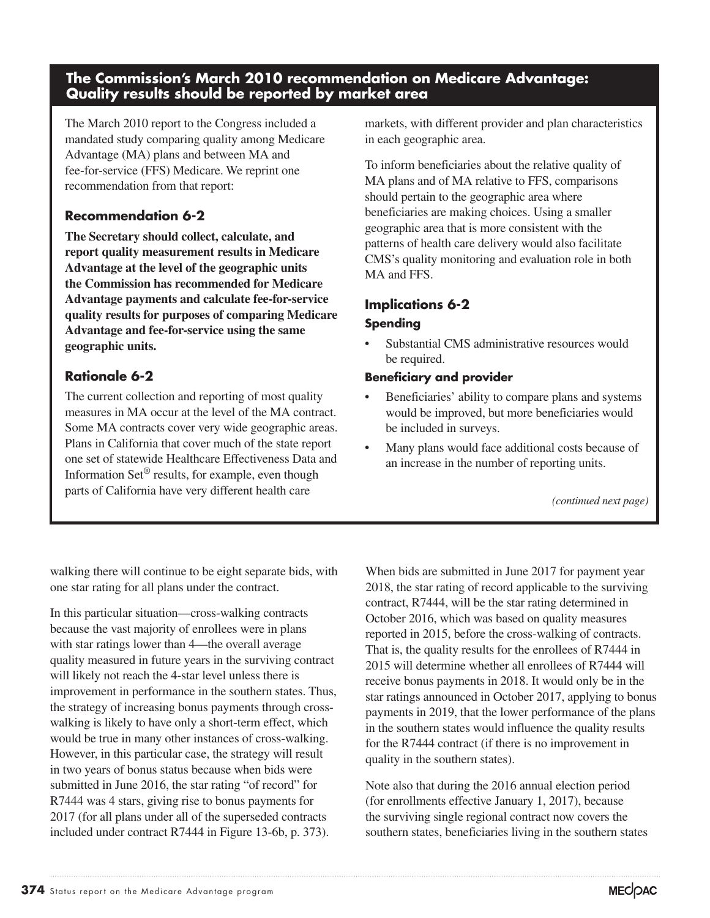## The Commission's March 2010 recommendation on Medicare Advantage: Quality results should be reported by market area

The March 2010 report to the Congress included a mandated study comparing quality among Medicare Advantage (MA) plans and between MA and fee-for-service (FFS) Medicare. We reprint one recommendation from that report:

### Recommendation 6-2

**The Secretary should collect, calculate, and report quality measurement results in Medicare Advantage at the level of the geographic units the Commission has recommended for Medicare Advantage payments and calculate fee-for-service quality results for purposes of comparing Medicare Advantage and fee-for-service using the same geographic units.**

### Rationale 6-2

The current collection and reporting of most quality measures in MA occur at the level of the MA contract. Some MA contracts cover very wide geographic areas. Plans in California that cover much of the state report one set of statewide Healthcare Effectiveness Data and Information Set® results, for example, even though parts of California have very different health care markets, with different provider and plan characteristics in each geographic area.

To inform beneficiaries about the relative quality of MA plans and of MA relative to FFS, comparisons should pertain to the geographic area where beneficiaries are making choices. Using a smaller geographic area that is more consistent with the patterns of health care delivery would also facilitate CMS's quality monitoring and evaluation role in both MA and FFS.

### Implications 6-2

#### Spending

- Substantial CMS administrative resources would be required.

#### Beneficiary and provider

- Beneficiaries' ability to compare plans and systems would be improved, but more beneficiaries would be included in surveys.
- Many plans would face additional costs because of an increase in the number of reporting units.

*(continued next page)*

walking there will continue to be eight separate bids, with one star rating for all plans under the contract.

In this particular situation—cross-walking contracts because the vast majority of enrollees were in plans with star ratings lower than 4—the overall average quality measured in future years in the surviving contract will likely not reach the 4-star level unless there is improvement in performance in the southern states. Thus, the strategy of increasing bonus payments through cross-walking is likely to have only a short-term effect, which would be true in many other instances of cross-walking. However, in this particular case, the strategy will result in two years of bonus status because when bids were submitted in June 2016, the star rating "of record" for R7444 was 4 stars, giving rise to bonus payments for 2017 (for all plans under all of the superseded contracts included under contract R7444 in Figure 13-6b, p. 373). When bids are submitted in June 2017 for payment year 2018, the star rating of record applicable to the surviving contract, R7444, will be the star rating determined in October 2016, which was based on quality measures reported in 2015, before the cross-walking of contracts. That is, the quality results for the enrollees of R7444 in 2015 will determine whether all enrollees of R7444 will receive bonus payments in 2018. It would only be in the star ratings announced in October 2017, applying to bonus payments in 2019, that the lower performance of the plans in the southern states would influence the quality results for the R7444 contract (if there is no improvement in quality in the southern states).

Note also that during the 2016 annual election period (for enrollments effective January 1, 2017), because the surviving single regional contract now covers the southern states, beneficiaries living in the southern states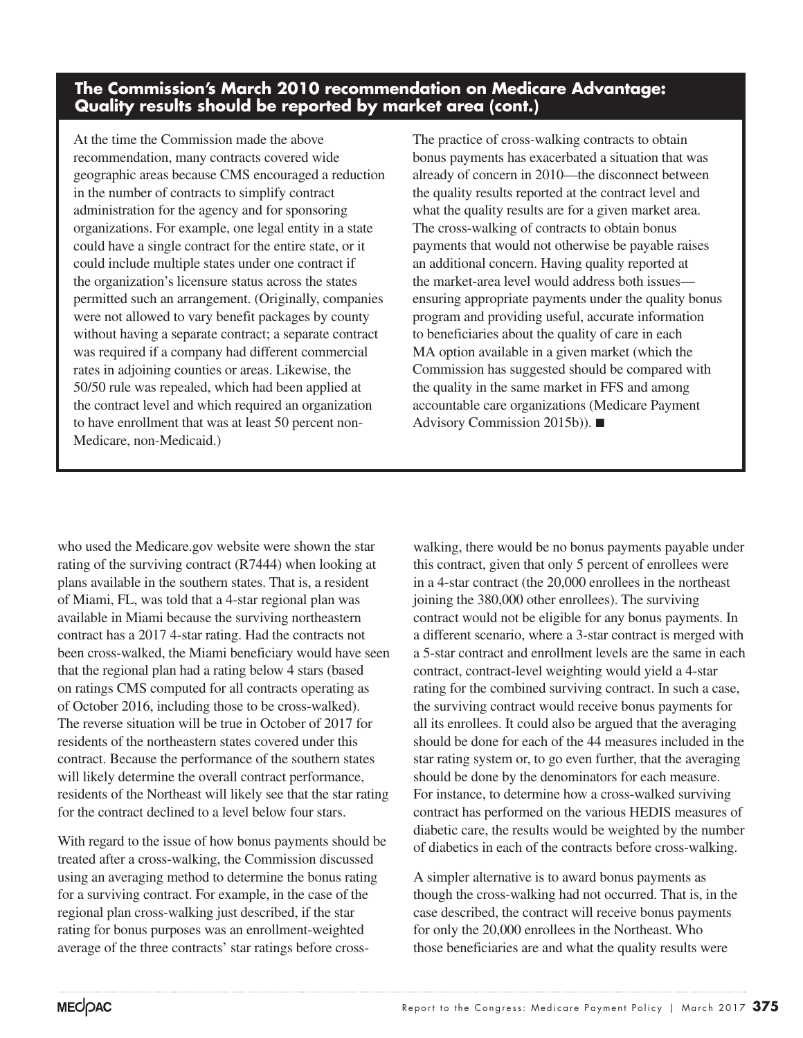## The Commission's March 2010 recommendation on Medicare Advantage: Quality results should be reported by market area (cont.)

At the time the Commission made the above recommendation, many contracts covered wide geographic areas because CMS encouraged a reduction in the number of contracts to simplify contract administration for the agency and for sponsoring organizations. For example, one legal entity in a state could have a single contract for the entire state, or it could include multiple states under one contract if the organization's licensure status across the states permitted such an arrangement. (Originally, companies were not allowed to vary benefit packages by county without having a separate contract; a separate contract was required if a company had different commercial rates in adjoining counties or areas. Likewise, the 50/50 rule was repealed, which had been applied at the contract level and which required an organization to have enrollment that was at least 50 percent non-Medicare, non-Medicaid.)

The practice of cross-walking contracts to obtain bonus payments has exacerbated a situation that was already of concern in 2010—the disconnect between the quality results reported at the contract level and what the quality results are for a given market area. The cross-walking of contracts to obtain bonus payments that would not otherwise be payable raises an additional concern. Having quality reported at the market-area level would address both issues—ensuring appropriate payments under the quality bonus program and providing useful, accurate information to beneficiaries about the quality of care in each MA option available in a given market (which the Commission has suggested should be compared with the quality in the same market in FFS and among accountable care organizations (Medicare Payment Advisory Commission 2015b)). ■

who used the Medicare.gov website were shown the star rating of the surviving contract (R7444) when looking at plans available in the southern states. That is, a resident of Miami, FL, was told that a 4-star regional plan was available in Miami because the surviving northeastern contract has a 2017 4-star rating. Had the contracts not been cross-walked, the Miami beneficiary would have seen that the regional plan had a rating below 4 stars (based on ratings CMS computed for all contracts operating as of October 2016, including those to be cross-walked). The reverse situation will be true in October of 2017 for residents of the northeastern states covered under this contract. Because the performance of the southern states will likely determine the overall contract performance, residents of the Northeast will likely see that the star rating for the contract declined to a level below four stars.

With regard to the issue of how bonus payments should be treated after a cross-walking, the Commission discussed using an averaging method to determine the bonus rating for a surviving contract. For example, in the case of the regional plan cross-walking just described, if the star rating for bonus purposes was an enrollment-weighted average of the three contracts' star ratings before cross-walking, there would be no bonus payments payable under this contract, given that only 5 percent of enrollees were in a 4-star contract (the 20,000 enrollees in the northeast joining the 380,000 other enrollees). The surviving contract would not be eligible for any bonus payments. In a different scenario, where a 3-star contract is merged with a 5-star contract and enrollment levels are the same in each contract, contract-level weighting would yield a 4-star rating for the combined surviving contract. In such a case, the surviving contract would receive bonus payments for all its enrollees. It could also be argued that the averaging should be done for each of the 44 measures included in the star rating system or, to go even further, that the averaging should be done by the denominators for each measure. For instance, to determine how a cross-walked surviving contract has performed on the various HEDIS measures of diabetic care, the results would be weighted by the number of diabetics in each of the contracts before cross-walking.

A simpler alternative is to award bonus payments as though the cross-walking had not occurred. That is, in the case described, the contract will receive bonus payments for only the 20,000 enrollees in the Northeast. Who those beneficiaries are and what the quality results were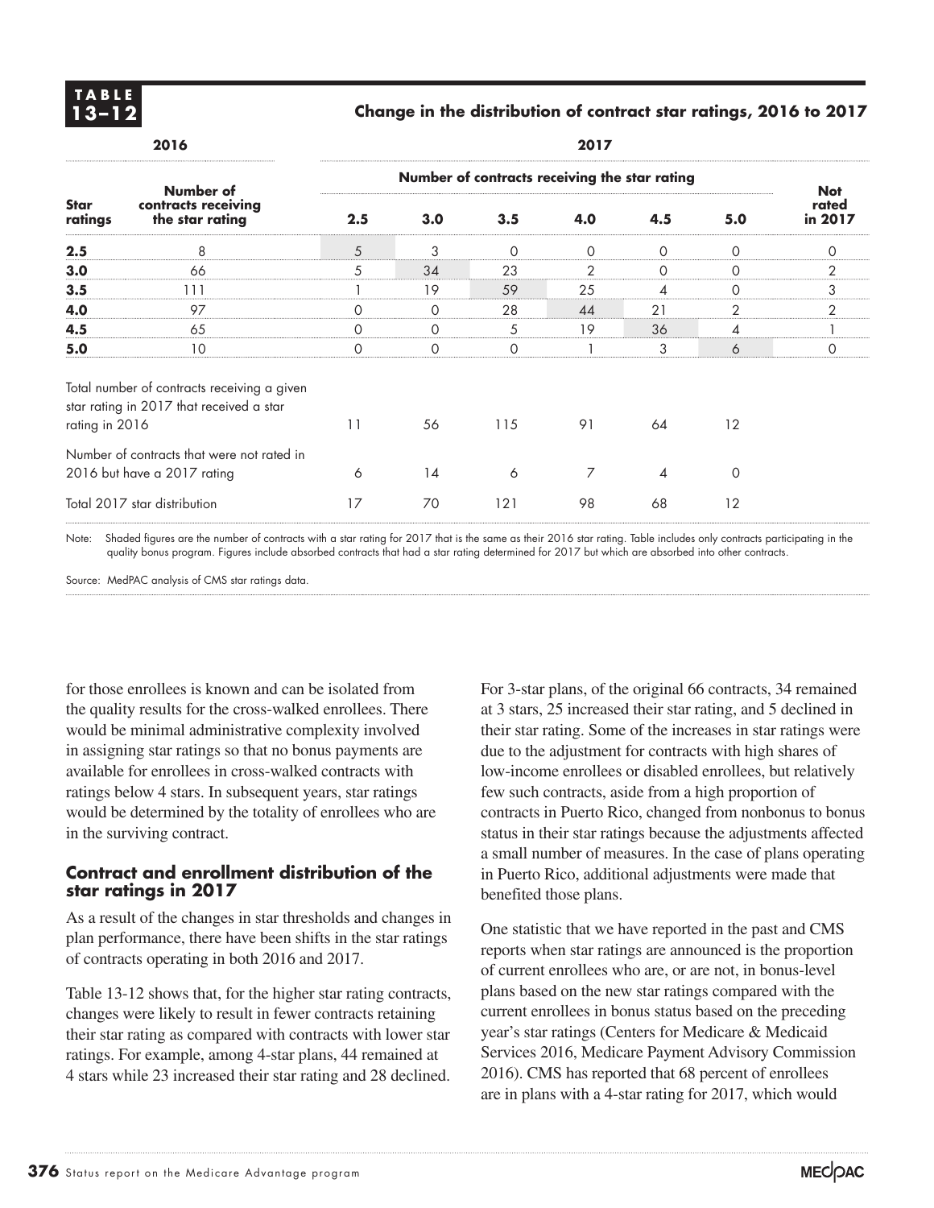**TABLE 13–12**

**Change in the distribution of contract star ratings, 2016 to 2017**

| 2016 | | 2017 | | | | | | |
|---|---|---|---|---|---|---|---|---|
| | | Number of contracts receiving the star rating | | | | | | |
| **Star ratings** | **Number of contracts receiving the star rating** | **2.5** | **3.0** | **3.5** | **4.0** | **4.5** | **5.0** | **Not rated in 2017** |
| **2.5** | 8 | 5 | 3 | 0 | 0 | 0 | 0 | 0 |
| **3.0** | 66 | 5 | 34 | 23 | 2 | 0 | 0 | 2 |
| **3.5** | 111 | 1 | 19 | 59 | 25 | 4 | 0 | 3 |
| **4.0** | 97 | 0 | 0 | 28 | 44 | 21 | 2 | 2 |
| **4.5** | 65 | 0 | 0 | 5 | 19 | 36 | 4 | 1 |
| **5.0** | 10 | 0 | 0 | 0 | 1 | 3 | 6 | 0 |
| Total number of contracts receiving a given star rating in 2017 that received a star rating in 2016 | | 11 | 56 | 115 | 91 | 64 | 12 | |
| Number of contracts that were not rated in 2016 but have a 2017 rating | | 6 | 14 | 6 | 7 | 4 | 0 | |
| Total 2017 star distribution | | 17 | 70 | 121 | 98 | 68 | 12 | |

Note: Shaded figures are the number of contracts with a star rating for 2017 that is the same as their 2016 star rating. Table includes only contracts participating in the quality bonus program. Figures include absorbed contracts that had a star rating determined for 2017 but which are absorbed into other contracts.

Source: MedPAC analysis of CMS star ratings data.

for those enrollees is known and can be isolated from the quality results for the cross-walked enrollees. There would be minimal administrative complexity involved in assigning star ratings so that no bonus payments are available for enrollees in cross-walked contracts with ratings below 4 stars. In subsequent years, star ratings would be determined by the totality of enrollees who are in the surviving contract.

### Contract and enrollment distribution of the star ratings in 2017

As a result of the changes in star thresholds and changes in plan performance, there have been shifts in the star ratings of contracts operating in both 2016 and 2017.

Table 13-12 shows that, for the higher star rating contracts, changes were likely to result in fewer contracts retaining their star rating as compared with contracts with lower star ratings. For example, among 4-star plans, 44 remained at 4 stars while 23 increased their star rating and 28 declined.

For 3-star plans, of the original 66 contracts, 34 remained at 3 stars, 25 increased their star rating, and 5 declined in their star rating. Some of the increases in star ratings were due to the adjustment for contracts with high shares of low-income enrollees or disabled enrollees, but relatively few such contracts, aside from a high proportion of contracts in Puerto Rico, changed from nonbonus to bonus status in their star ratings because the adjustments affected a small number of measures. In the case of plans operating in Puerto Rico, additional adjustments were made that benefited those plans.

One statistic that we have reported in the past and CMS reports when star ratings are announced is the proportion of current enrollees who are, or are not, in bonus-level plans based on the new star ratings compared with the current enrollees in bonus status based on the preceding year's star ratings (Centers for Medicare & Medicaid Services 2016, Medicare Payment Advisory Commission 2016). CMS has reported that 68 percent of enrollees are in plans with a 4-star rating for 2017, which would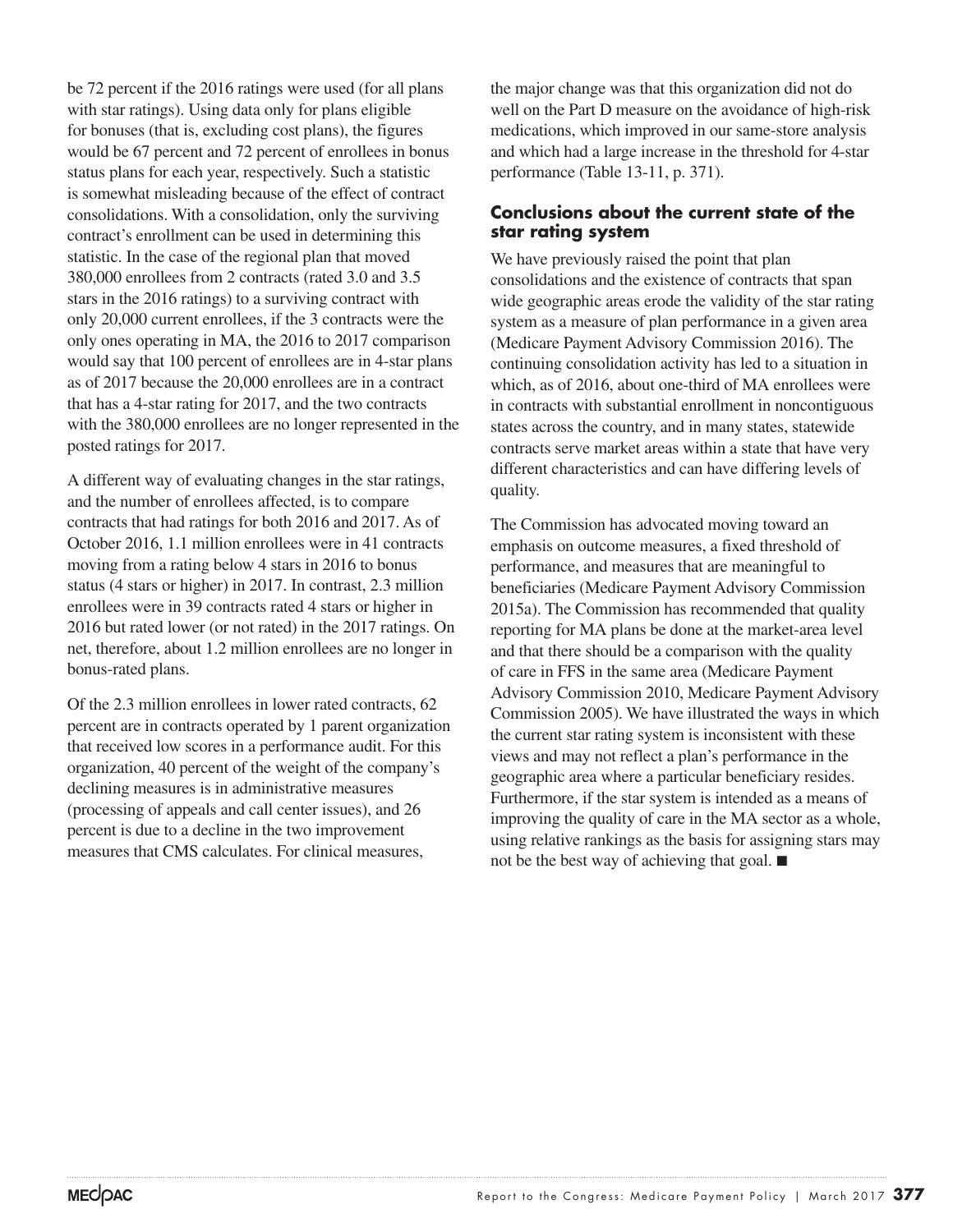be 72 percent if the 2016 ratings were used (for all plans with star ratings). Using data only for plans eligible for bonuses (that is, excluding cost plans), the figures would be 67 percent and 72 percent of enrollees in bonus status plans for each year, respectively. Such a statistic is somewhat misleading because of the effect of contract consolidations. With a consolidation, only the surviving contract's enrollment can be used in determining this statistic. In the case of the regional plan that moved 380,000 enrollees from 2 contracts (rated 3.0 and 3.5 stars in the 2016 ratings) to a surviving contract with only 20,000 current enrollees, if the 3 contracts were the only ones operating in MA, the 2016 to 2017 comparison would say that 100 percent of enrollees are in 4-star plans as of 2017 because the 20,000 enrollees are in a contract that has a 4-star rating for 2017, and the two contracts with the 380,000 enrollees are no longer represented in the posted ratings for 2017.

A different way of evaluating changes in the star ratings, and the number of enrollees affected, is to compare contracts that had ratings for both 2016 and 2017. As of October 2016, 1.1 million enrollees were in 41 contracts moving from a rating below 4 stars in 2016 to bonus status (4 stars or higher) in 2017. In contrast, 2.3 million enrollees were in 39 contracts rated 4 stars or higher in 2016 but rated lower (or not rated) in the 2017 ratings. On net, therefore, about 1.2 million enrollees are no longer in bonus-rated plans.

Of the 2.3 million enrollees in lower rated contracts, 62 percent are in contracts operated by 1 parent organization that received low scores in a performance audit. For this organization, 40 percent of the weight of the company's declining measures is in administrative measures (processing of appeals and call center issues), and 26 percent is due to a decline in the two improvement measures that CMS calculates. For clinical measures, the major change was that this organization did not do well on the Part D measure on the avoidance of high-risk medications, which improved in our same-store analysis and which had a large increase in the threshold for 4-star performance (Table 13-11, p. 371).

### Conclusions about the current state of the star rating system

We have previously raised the point that plan consolidations and the existence of contracts that span wide geographic areas erode the validity of the star rating system as a measure of plan performance in a given area (Medicare Payment Advisory Commission 2016). The continuing consolidation activity has led to a situation in which, as of 2016, about one-third of MA enrollees were in contracts with substantial enrollment in noncontiguous states across the country, and in many states, statewide contracts serve market areas within a state that have very different characteristics and can have differing levels of quality.

The Commission has advocated moving toward an emphasis on outcome measures, a fixed threshold of performance, and measures that are meaningful to beneficiaries (Medicare Payment Advisory Commission 2015a). The Commission has recommended that quality reporting for MA plans be done at the market-area level and that there should be a comparison with the quality of care in FFS in the same area (Medicare Payment Advisory Commission 2010, Medicare Payment Advisory Commission 2005). We have illustrated the ways in which the current star rating system is inconsistent with these views and may not reflect a plan's performance in the geographic area where a particular beneficiary resides. Furthermore, if the star system is intended as a means of improving the quality of care in the MA sector as a whole, using relative rankings as the basis for assigning stars may not be the best way of achieving that goal. ■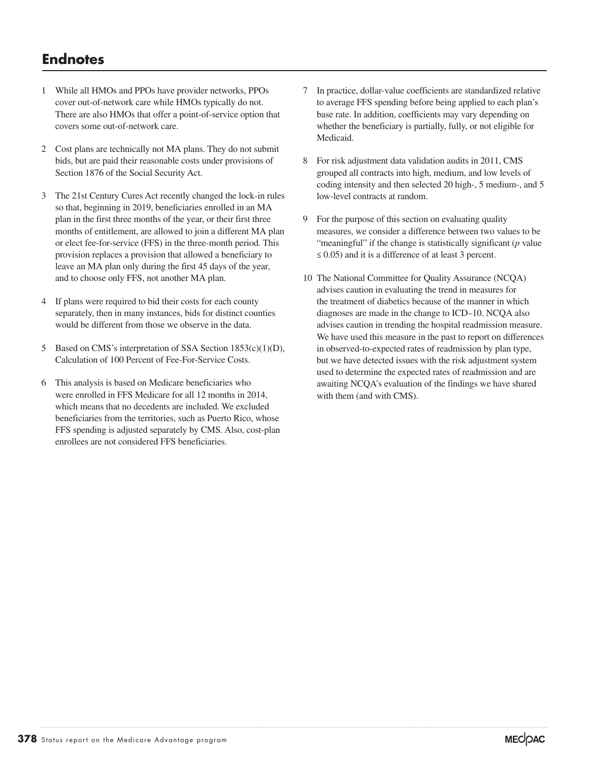## Endnotes

1. While all HMOs and PPOs have provider networks, PPOs cover out-of-network care while HMOs typically do not. There are also HMOs that offer a point-of-service option that covers some out-of-network care.

2. Cost plans are technically not MA plans. They do not submit bids, but are paid their reasonable costs under provisions of Section 1876 of the Social Security Act.

3. The 21st Century Cures Act recently changed the lock-in rules so that, beginning in 2019, beneficiaries enrolled in an MA plan in the first three months of the year, or their first three months of entitlement, are allowed to join a different MA plan or elect fee-for-service (FFS) in the three-month period. This provision replaces a provision that allowed a beneficiary to leave an MA plan only during the first 45 days of the year, and to choose only FFS, not another MA plan.

4. If plans were required to bid their costs for each county separately, then in many instances, bids for distinct counties would be different from those we observe in the data.

5. Based on CMS's interpretation of SSA Section 1853(c)(1)(D), Calculation of 100 Percent of Fee-For-Service Costs.

6. This analysis is based on Medicare beneficiaries who were enrolled in FFS Medicare for all 12 months in 2014, which means that no decedents are included. We excluded beneficiaries from the territories, such as Puerto Rico, whose FFS spending is adjusted separately by CMS. Also, cost-plan enrollees are not considered FFS beneficiaries.

7. In practice, dollar-value coefficients are standardized relative to average FFS spending before being applied to each plan's base rate. In addition, coefficients may vary depending on whether the beneficiary is partially, fully, or not eligible for Medicaid.

8. For risk adjustment data validation audits in 2011, CMS grouped all contracts into high, medium, and low levels of coding intensity and then selected 20 high-, 5 medium-, and 5 low-level contracts at random.

9. For the purpose of this section on evaluating quality measures, we consider a difference between two values to be "meaningful" if the change is statistically significant ($p$ value $\leq 0.05$) and it is a difference of at least 3 percent.

10. The National Committee for Quality Assurance (NCQA) advises caution in evaluating the trend in measures for the treatment of diabetics because of the manner in which diagnoses are made in the change to ICD–10. NCQA also advises caution in trending the hospital readmission measure. We have used this measure in the past to report on differences in observed-to-expected rates of readmission by plan type, but we have detected issues with the risk adjustment system used to determine the expected rates of readmission and are awaiting NCQA's evaluation of the findings we have shared with them (and with CMS).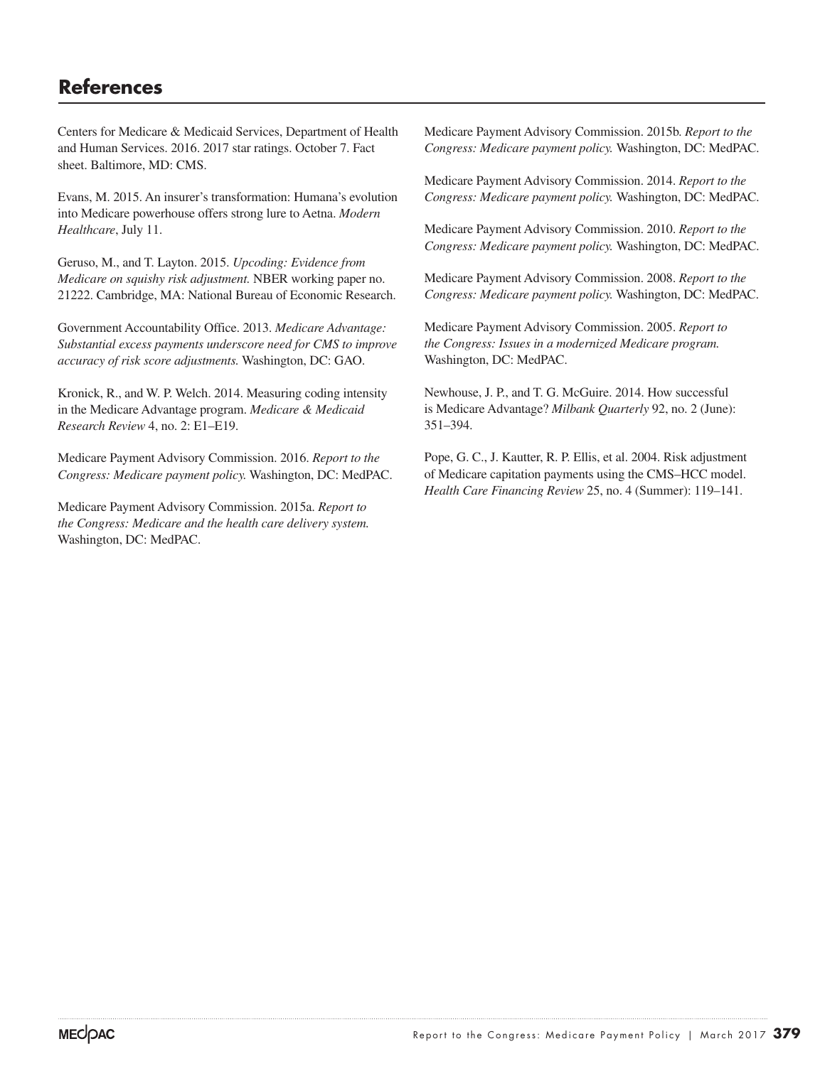# References

Centers for Medicare & Medicaid Services, Department of Health and Human Services. 2016. 2017 star ratings. October 7. Fact sheet. Baltimore, MD: CMS.

Evans, M. 2015. An insurer's transformation: Humana's evolution into Medicare powerhouse offers strong lure to Aetna. *Modern Healthcare*, July 11.

Geruso, M., and T. Layton. 2015. *Upcoding: Evidence from Medicare on squishy risk adjustment.* NBER working paper no. 21222. Cambridge, MA: National Bureau of Economic Research.

Government Accountability Office. 2013. *Medicare Advantage: Substantial excess payments underscore need for CMS to improve accuracy of risk score adjustments.* Washington, DC: GAO.

Kronick, R., and W. P. Welch. 2014. Measuring coding intensity in the Medicare Advantage program. *Medicare & Medicaid Research Review* 4, no. 2: E1–E19.

Medicare Payment Advisory Commission. 2016. *Report to the Congress: Medicare payment policy.* Washington, DC: MedPAC.

Medicare Payment Advisory Commission. 2015a. *Report to the Congress: Medicare and the health care delivery system.* Washington, DC: MedPAC.

Medicare Payment Advisory Commission. 2015b. *Report to the Congress: Medicare payment policy.* Washington, DC: MedPAC.

Medicare Payment Advisory Commission. 2014. *Report to the Congress: Medicare payment policy.* Washington, DC: MedPAC.

Medicare Payment Advisory Commission. 2010. *Report to the Congress: Medicare payment policy.* Washington, DC: MedPAC.

Medicare Payment Advisory Commission. 2008. *Report to the Congress: Medicare payment policy.* Washington, DC: MedPAC.

Medicare Payment Advisory Commission. 2005. *Report to the Congress: Issues in a modernized Medicare program.* Washington, DC: MedPAC.

Newhouse, J. P., and T. G. McGuire. 2014. How successful is Medicare Advantage? *Milbank Quarterly* 92, no. 2 (June): 351–394.

Pope, G. C., J. Kautter, R. P. Ellis, et al. 2004. Risk adjustment of Medicare capitation payments using the CMS–HCC model. *Health Care Financing Review* 25, no. 4 (Summer): 119–141.